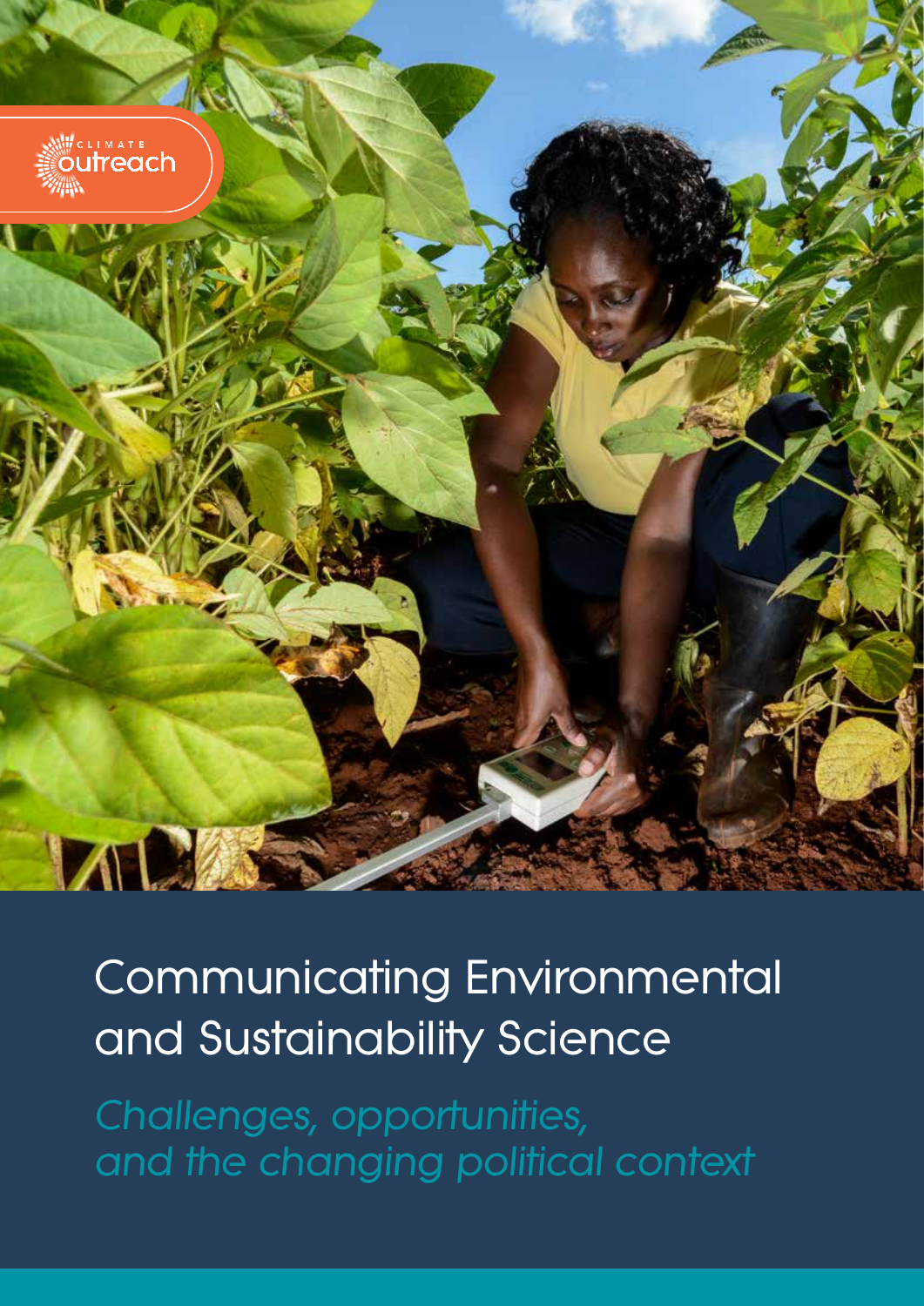CLIMATE outreach

# Communicating Environmental and Sustainability Science

*Challenges, opportunities, and the changing political context*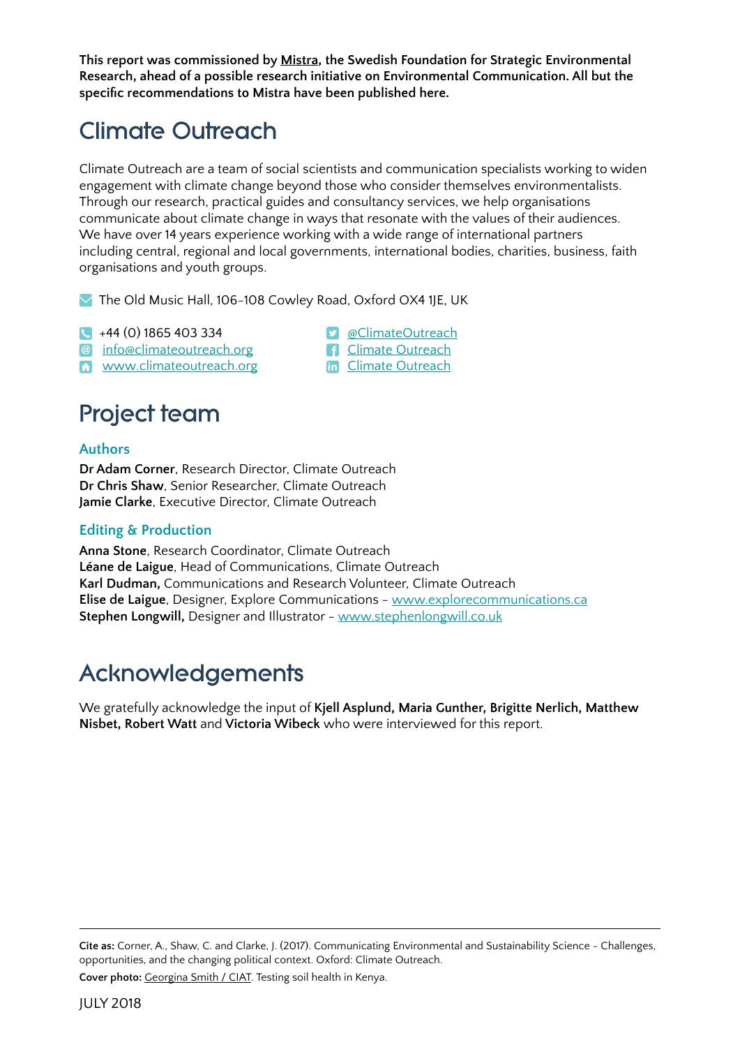**This report was commissioned by Mistra, the Swedish Foundation for Strategic Environmental Research, ahead of a possible research initiative on Environmental Communication. All but the specific recommendations to Mistra have been published here.**

# Climate Outreach

Climate Outreach are a team of social scientists and communication specialists working to widen engagement with climate change beyond those who consider themselves environmentalists. Through our research, practical guides and consultancy services, we help organisations communicate about climate change in ways that resonate with the values of their audiences. We have over 14 years experience working with a wide range of international partners including central, regional and local governments, international bodies, charities, business, faith organisations and youth groups.

The Old Music Hall, 106-108 Cowley Road, Oxford OX4 1JE, UK

+44 (0) 1865 403 334
info@climateoutreach.org
www.climateoutreach.org

@ClimateOutreach
Climate Outreach
Climate Outreach

# Project team

## Authors

**Dr Adam Corner**, Research Director, Climate Outreach
**Dr Chris Shaw**, Senior Researcher, Climate Outreach
**Jamie Clarke**, Executive Director, Climate Outreach

## Editing & Production

**Anna Stone**, Research Coordinator, Climate Outreach
**Léane de Laigue**, Head of Communications, Climate Outreach
**Karl Dudman,** Communications and Research Volunteer, Climate Outreach
**Elise de Laigue**, Designer, Explore Communications - www.explorecommunications.ca
**Stephen Longwill,** Designer and Illustrator - www.stephenlongwill.co.uk

# Acknowledgements

We gratefully acknowledge the input of **Kjell Asplund, Maria Gunther, Brigitte Nerlich, Matthew Nisbet, Robert Watt** and **Victoria Wibeck** who were interviewed for this report.

**Cite as:** Corner, A., Shaw, C. and Clarke, J. (2017). Communicating Environmental and Sustainability Science - Challenges, opportunities, and the changing political context. Oxford: Climate Outreach.

**Cover photo:** Georgina Smith / CIAT. Testing soil health in Kenya.

JULY 2018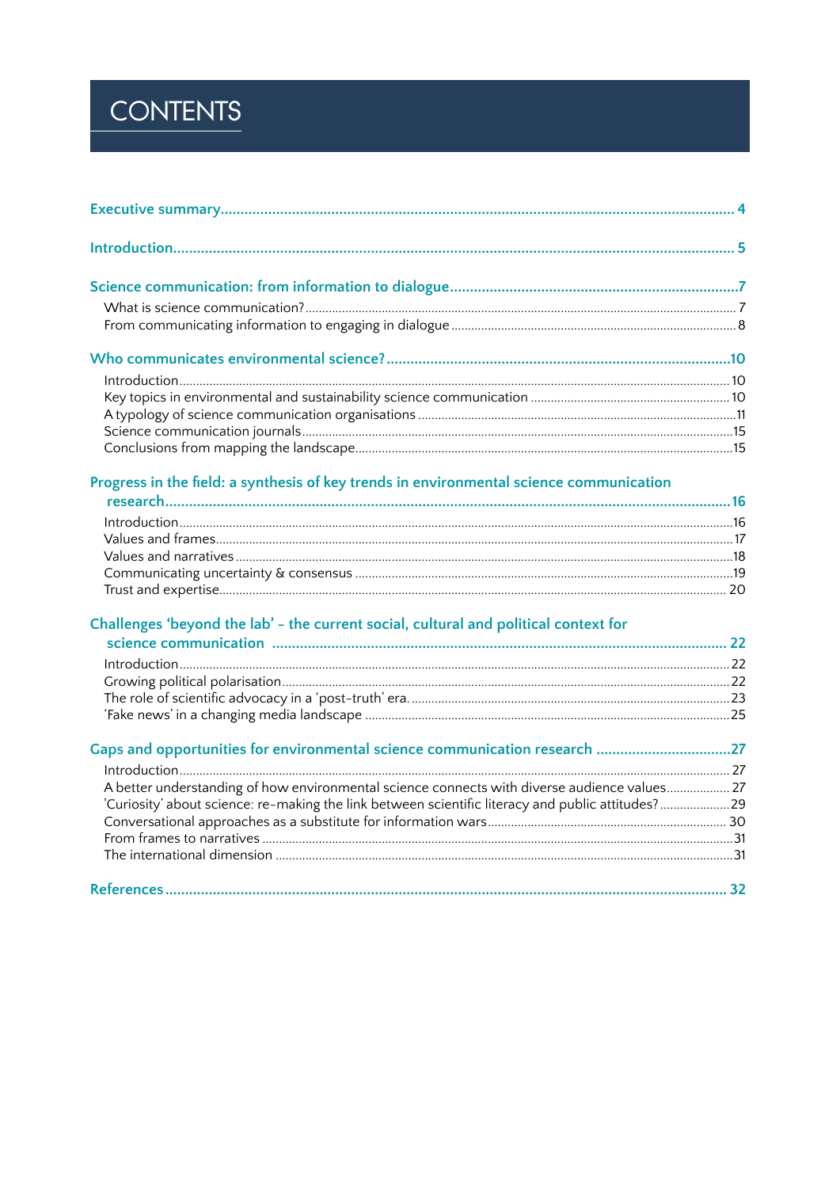# CONTENTS

**Executive summary** ........................................ 4

**Introduction** ........................................ 5

**Science communication: from information to dialogue** ........................................ 7

- What is science communication? ........................................ 7
- From communicating information to engaging in dialogue ........................................ 8

**Who communicates environmental science?** ........................................ 10

- Introduction ........................................ 10
- Key topics in environmental and sustainability science communication ........................................ 10
- A typology of science communication organisations ........................................ 11
- Science communication journals ........................................ 15
- Conclusions from mapping the landscape ........................................ 15

**Progress in the field: a synthesis of key trends in environmental science communication research** ........................................ 16

- Introduction ........................................ 16
- Values and frames ........................................ 17
- Values and narratives ........................................ 18
- Communicating uncertainty & consensus ........................................ 19
- Trust and expertise ........................................ 20

**Challenges 'beyond the lab' - the current social, cultural and political context for science communication** ........................................ 22

- Introduction ........................................ 22
- Growing political polarisation ........................................ 22
- The role of scientific advocacy in a 'post-truth' era. ........................................ 23
- 'Fake news' in a changing media landscape ........................................ 25

**Gaps and opportunities for environmental science communication research** ........................................ 27

- Introduction ........................................ 27
- A better understanding of how environmental science connects with diverse audience values ........................................ 27
- 'Curiosity' about science: re-making the link between scientific literacy and public attitudes? ........................................ 29
- Conversational approaches as a substitute for information wars ........................................ 30
- From frames to narratives ........................................ 31
- The international dimension ........................................ 31

**References** ........................................ 32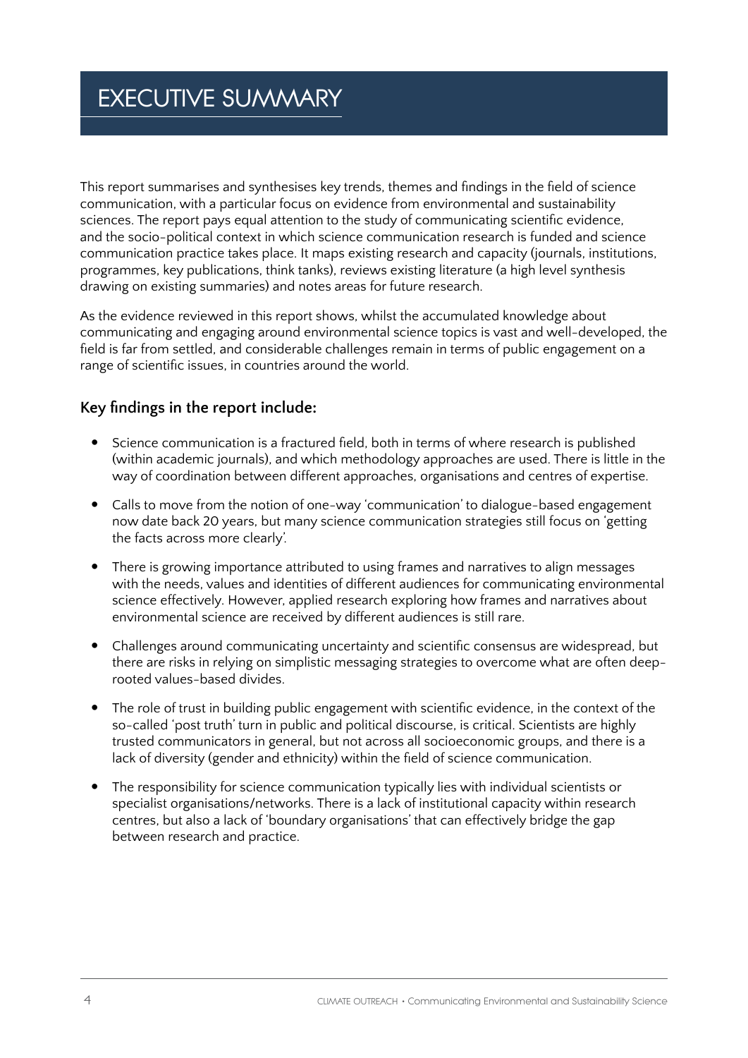# EXECUTIVE SUMMARY

This report summarises and synthesises key trends, themes and findings in the field of science communication, with a particular focus on evidence from environmental and sustainability sciences. The report pays equal attention to the study of communicating scientific evidence, and the socio-political context in which science communication research is funded and science communication practice takes place. It maps existing research and capacity (journals, institutions, programmes, key publications, think tanks), reviews existing literature (a high level synthesis drawing on existing summaries) and notes areas for future research.

As the evidence reviewed in this report shows, whilst the accumulated knowledge about communicating and engaging around environmental science topics is vast and well-developed, the field is far from settled, and considerable challenges remain in terms of public engagement on a range of scientific issues, in countries around the world.

### Key findings in the report include:

- Science communication is a fractured field, both in terms of where research is published (within academic journals), and which methodology approaches are used. There is little in the way of coordination between different approaches, organisations and centres of expertise.
- Calls to move from the notion of one-way 'communication' to dialogue-based engagement now date back 20 years, but many science communication strategies still focus on 'getting the facts across more clearly'.
- There is growing importance attributed to using frames and narratives to align messages with the needs, values and identities of different audiences for communicating environmental science effectively. However, applied research exploring how frames and narratives about environmental science are received by different audiences is still rare.
- Challenges around communicating uncertainty and scientific consensus are widespread, but there are risks in relying on simplistic messaging strategies to overcome what are often deep-rooted values-based divides.
- The role of trust in building public engagement with scientific evidence, in the context of the so-called 'post truth' turn in public and political discourse, is critical. Scientists are highly trusted communicators in general, but not across all socioeconomic groups, and there is a lack of diversity (gender and ethnicity) within the field of science communication.
- The responsibility for science communication typically lies with individual scientists or specialist organisations/networks. There is a lack of institutional capacity within research centres, but also a lack of 'boundary organisations' that can effectively bridge the gap between research and practice.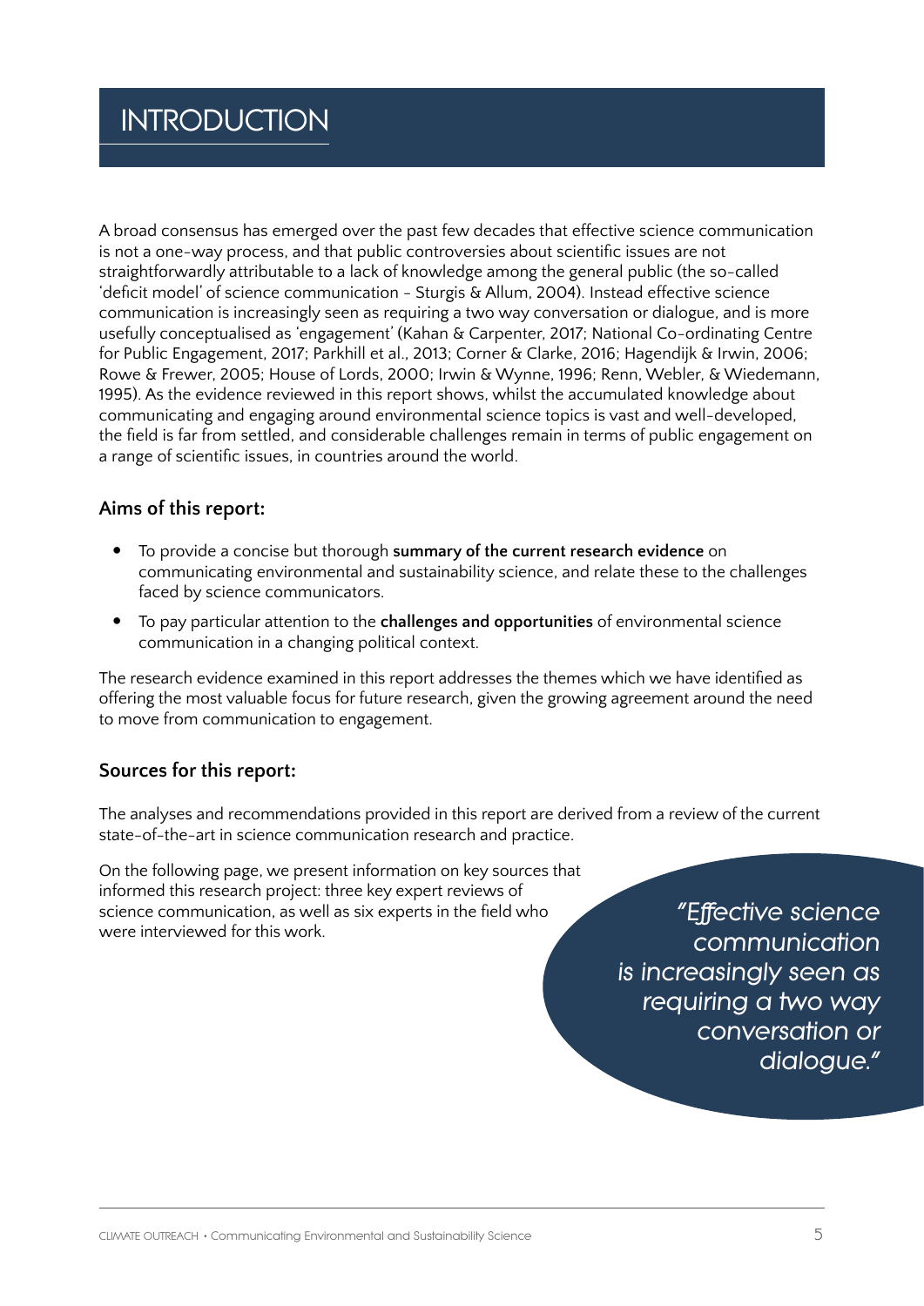# INTRODUCTION

A broad consensus has emerged over the past few decades that effective science communication is not a one-way process, and that public controversies about scientific issues are not straightforwardly attributable to a lack of knowledge among the general public (the so-called 'deficit model' of science communication - Sturgis & Allum, 2004). Instead effective science communication is increasingly seen as requiring a two way conversation or dialogue, and is more usefully conceptualised as 'engagement' (Kahan & Carpenter, 2017; National Co-ordinating Centre for Public Engagement, 2017; Parkhill et al., 2013; Corner & Clarke, 2016; Hagendijk & Irwin, 2006; Rowe & Frewer, 2005; House of Lords, 2000; Irwin & Wynne, 1996; Renn, Webler, & Wiedemann, 1995). As the evidence reviewed in this report shows, whilst the accumulated knowledge about communicating and engaging around environmental science topics is vast and well-developed, the field is far from settled, and considerable challenges remain in terms of public engagement on a range of scientific issues, in countries around the world.

## Aims of this report:

- To provide a concise but thorough **summary of the current research evidence** on communicating environmental and sustainability science, and relate these to the challenges faced by science communicators.
- To pay particular attention to the **challenges and opportunities** of environmental science communication in a changing political context.

The research evidence examined in this report addresses the themes which we have identified as offering the most valuable focus for future research, given the growing agreement around the need to move from communication to engagement.

## Sources for this report:

The analyses and recommendations provided in this report are derived from a review of the current state-of-the-art in science communication research and practice.

On the following page, we present information on key sources that informed this research project: three key expert reviews of science communication, as well as six experts in the field who were interviewed for this work.

*"Effective science communication is increasingly seen as requiring a two way conversation or dialogue."*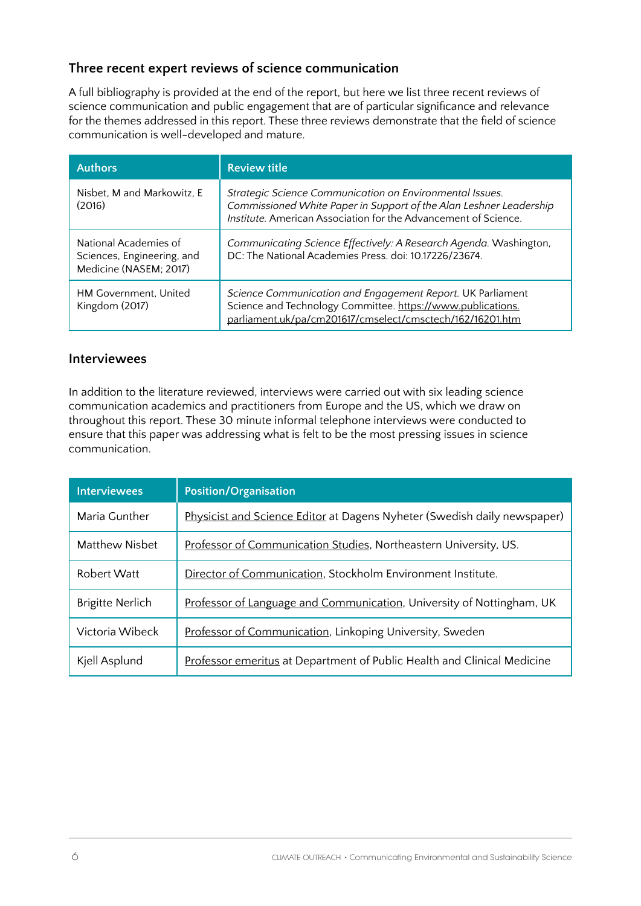## Three recent expert reviews of science communication

A full bibliography is provided at the end of the report, but here we list three recent reviews of science communication and public engagement that are of particular significance and relevance for the themes addressed in this report. These three reviews demonstrate that the field of science communication is well-developed and mature.

| Authors | Review title |
|---|---|
| Nisbet, M and Markowitz, E (2016) | *Strategic Science Communication on Environmental Issues. Commissioned White Paper in Support of the Alan Leshner Leadership Institute.* American Association for the Advancement of Science. |
| National Academies of Sciences, Engineering, and Medicine (NASEM; 2017) | *Communicating Science Effectively: A Research Agenda.* Washington, DC: The National Academies Press. doi: 10.17226/23674. |
| HM Government, United Kingdom (2017) | *Science Communication and Engagement Report.* UK Parliament Science and Technology Committee. https://www.publications.parliament.uk/pa/cm201617/cmselect/cmsctech/162/16201.htm |

## Interviewees

In addition to the literature reviewed, interviews were carried out with six leading science communication academics and practitioners from Europe and the US, which we draw on throughout this report. These 30 minute informal telephone interviews were conducted to ensure that this paper was addressing what is felt to be the most pressing issues in science communication.

| Interviewees | Position/Organisation |
|---|---|
| Maria Gunther | Physicist and Science Editor at Dagens Nyheter (Swedish daily newspaper) |
| Matthew Nisbet | Professor of Communication Studies, Northeastern University, US. |
| Robert Watt | Director of Communication, Stockholm Environment Institute. |
| Brigitte Nerlich | Professor of Language and Communication, University of Nottingham, UK |
| Victoria Wibeck | Professor of Communication, Linkoping University, Sweden |
| Kjell Asplund | Professor emeritus at Department of Public Health and Clinical Medicine |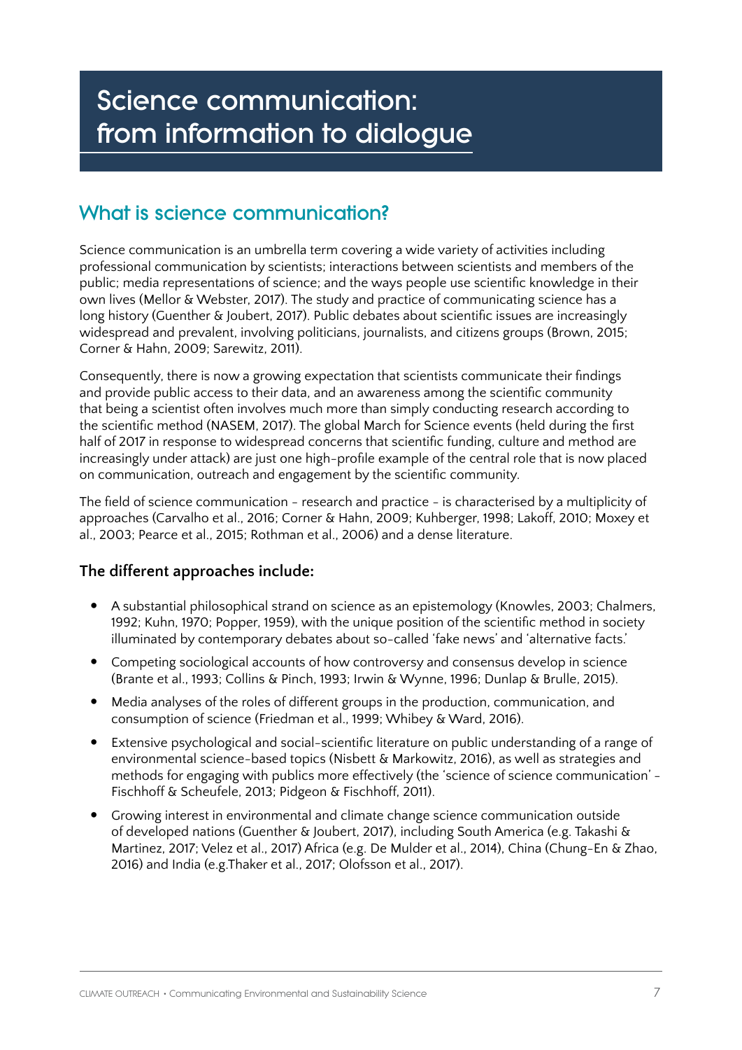# Science communication: from information to dialogue

## What is science communication?

Science communication is an umbrella term covering a wide variety of activities including professional communication by scientists; interactions between scientists and members of the public; media representations of science; and the ways people use scientific knowledge in their own lives (Mellor & Webster, 2017). The study and practice of communicating science has a long history (Guenther & Joubert, 2017). Public debates about scientific issues are increasingly widespread and prevalent, involving politicians, journalists, and citizens groups (Brown, 2015; Corner & Hahn, 2009; Sarewitz, 2011).

Consequently, there is now a growing expectation that scientists communicate their findings and provide public access to their data, and an awareness among the scientific community that being a scientist often involves much more than simply conducting research according to the scientific method (NASEM, 2017). The global March for Science events (held during the first half of 2017 in response to widespread concerns that scientific funding, culture and method are increasingly under attack) are just one high-profile example of the central role that is now placed on communication, outreach and engagement by the scientific community.

The field of science communication - research and practice - is characterised by a multiplicity of approaches (Carvalho et al., 2016; Corner & Hahn, 2009; Kuhberger, 1998; Lakoff, 2010; Moxey et al., 2003; Pearce et al., 2015; Rothman et al., 2006) and a dense literature.

### The different approaches include:

- A substantial philosophical strand on science as an epistemology (Knowles, 2003; Chalmers, 1992; Kuhn, 1970; Popper, 1959), with the unique position of the scientific method in society illuminated by contemporary debates about so-called 'fake news' and 'alternative facts.'
- Competing sociological accounts of how controversy and consensus develop in science (Brante et al., 1993; Collins & Pinch, 1993; Irwin & Wynne, 1996; Dunlap & Brulle, 2015).
- Media analyses of the roles of different groups in the production, communication, and consumption of science (Friedman et al., 1999; Whibey & Ward, 2016).
- Extensive psychological and social-scientific literature on public understanding of a range of environmental science-based topics (Nisbett & Markowitz, 2016), as well as strategies and methods for engaging with publics more effectively (the 'science of science communication' - Fischhoff & Scheufele, 2013; Pidgeon & Fischhoff, 2011).
- Growing interest in environmental and climate change science communication outside of developed nations (Guenther & Joubert, 2017), including South America (e.g. Takashi & Martinez, 2017; Velez et al., 2017) Africa (e.g. De Mulder et al., 2014), China (Chung-En & Zhao, 2016) and India (e.g.Thaker et al., 2017; Olofsson et al., 2017).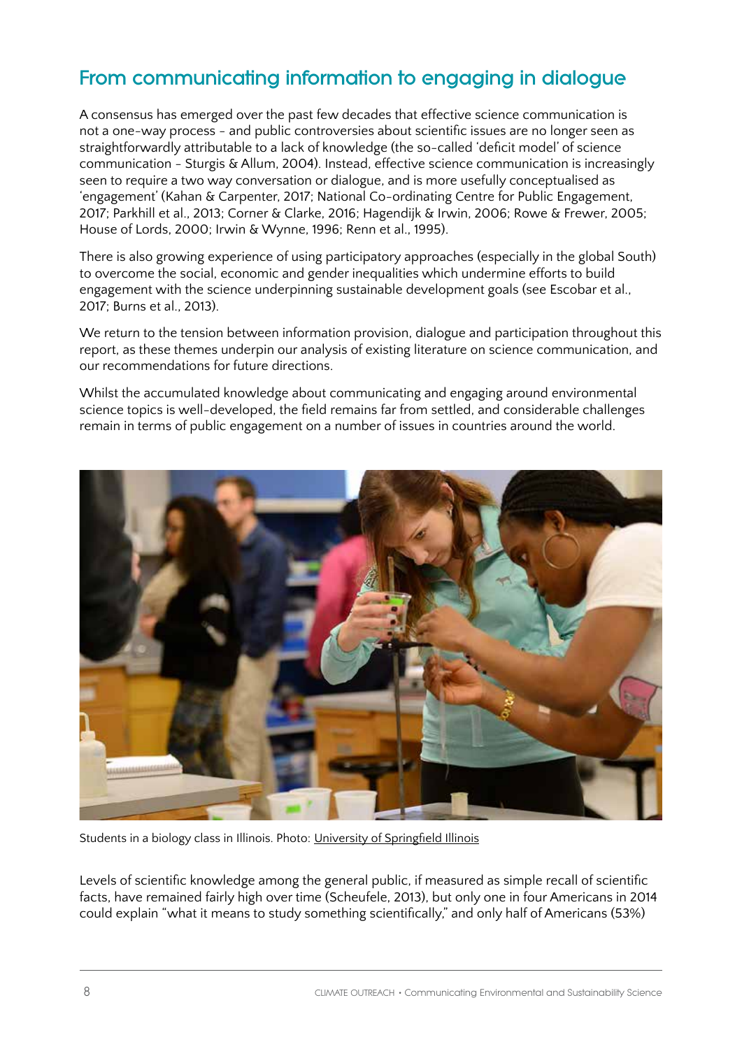## From communicating information to engaging in dialogue

A consensus has emerged over the past few decades that effective science communication is not a one-way process - and public controversies about scientific issues are no longer seen as straightforwardly attributable to a lack of knowledge (the so-called 'deficit model' of science communication - Sturgis & Allum, 2004). Instead, effective science communication is increasingly seen to require a two way conversation or dialogue, and is more usefully conceptualised as 'engagement' (Kahan & Carpenter, 2017; National Co-ordinating Centre for Public Engagement, 2017; Parkhill et al., 2013; Corner & Clarke, 2016; Hagendijk & Irwin, 2006; Rowe & Frewer, 2005; House of Lords, 2000; Irwin & Wynne, 1996; Renn et al., 1995).

There is also growing experience of using participatory approaches (especially in the global South) to overcome the social, economic and gender inequalities which undermine efforts to build engagement with the science underpinning sustainable development goals (see Escobar et al., 2017; Burns et al., 2013).

We return to the tension between information provision, dialogue and participation throughout this report, as these themes underpin our analysis of existing literature on science communication, and our recommendations for future directions.

Whilst the accumulated knowledge about communicating and engaging around environmental science topics is well-developed, the field remains far from settled, and considerable challenges remain in terms of public engagement on a number of issues in countries around the world.

Students in a biology class in Illinois. Photo: University of Springfield Illinois

Levels of scientific knowledge among the general public, if measured as simple recall of scientific facts, have remained fairly high over time (Scheufele, 2013), but only one in four Americans in 2014 could explain "what it means to study something scientifically," and only half of Americans (53%)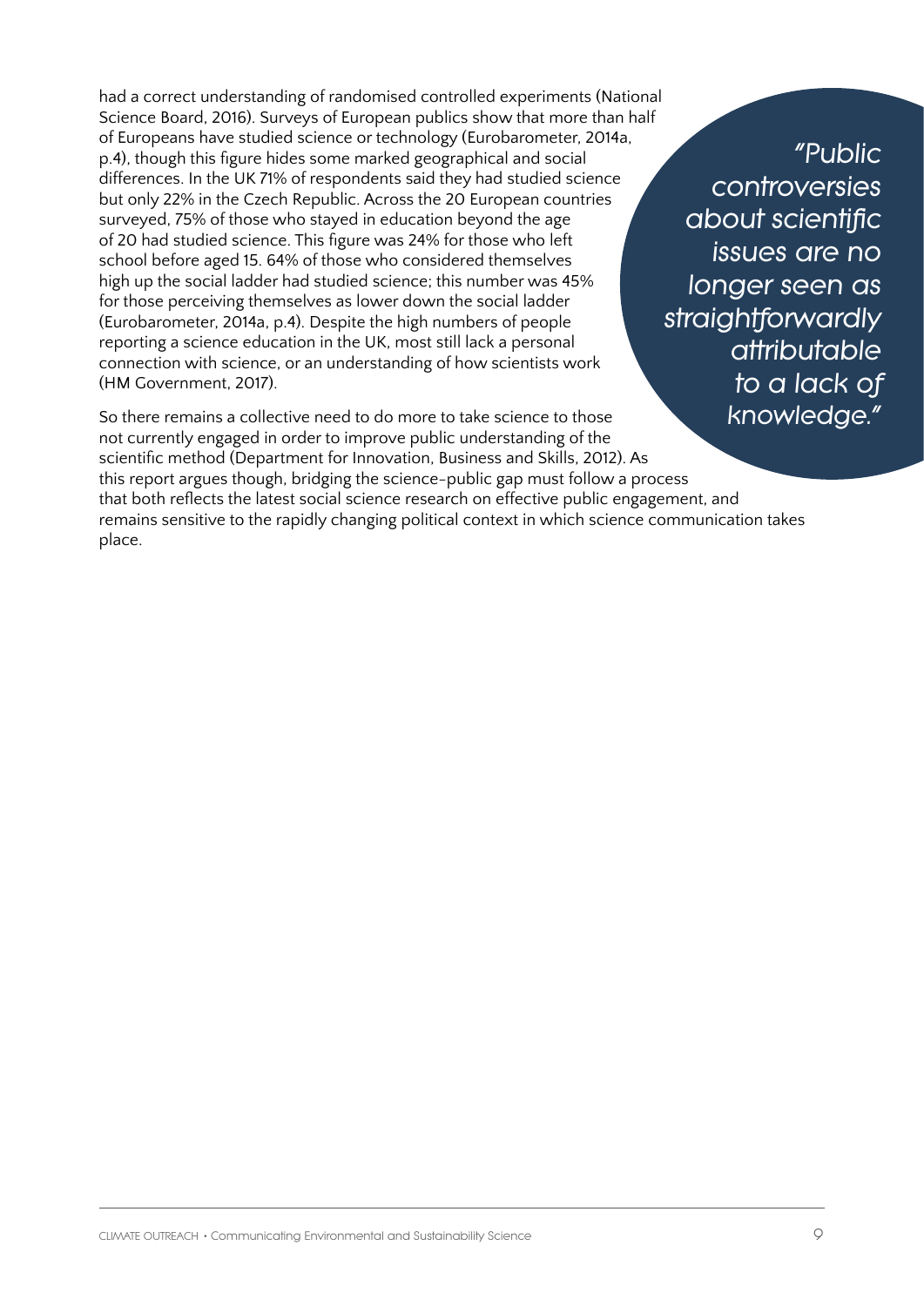had a correct understanding of randomised controlled experiments (National Science Board, 2016). Surveys of European publics show that more than half of Europeans have studied science or technology (Eurobarometer, 2014a, p.4), though this figure hides some marked geographical and social differences. In the UK 71% of respondents said they had studied science but only 22% in the Czech Republic. Across the 20 European countries surveyed, 75% of those who stayed in education beyond the age of 20 had studied science. This figure was 24% for those who left school before aged 15. 64% of those who considered themselves high up the social ladder had studied science; this number was 45% for those perceiving themselves as lower down the social ladder (Eurobarometer, 2014a, p.4). Despite the high numbers of people reporting a science education in the UK, most still lack a personal connection with science, or an understanding of how scientists work (HM Government, 2017).

> *"Public controversies about scientific issues are no longer seen as straightforwardly attributable to a lack of knowledge."*

So there remains a collective need to do more to take science to those not currently engaged in order to improve public understanding of the scientific method (Department for Innovation, Business and Skills, 2012). As this report argues though, bridging the science-public gap must follow a process that both reflects the latest social science research on effective public engagement, and remains sensitive to the rapidly changing political context in which science communication takes place.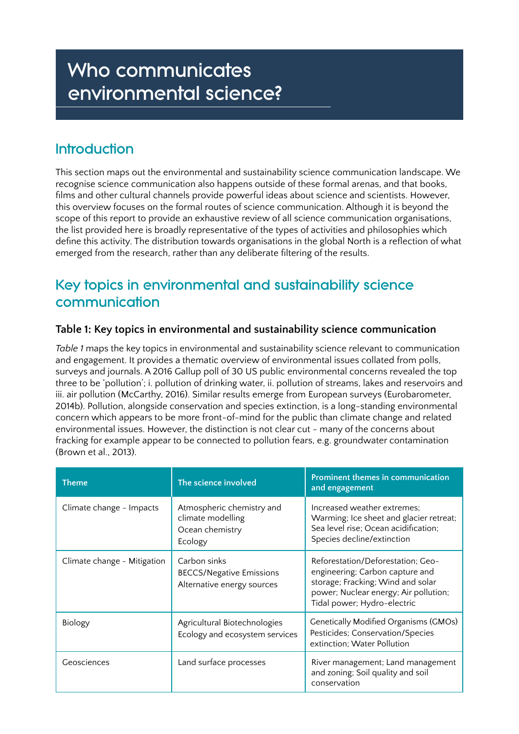# Who communicates environmental science?

## Introduction

This section maps out the environmental and sustainability science communication landscape. We recognise science communication also happens outside of these formal arenas, and that books, films and other cultural channels provide powerful ideas about science and scientists. However, this overview focuses on the formal routes of science communication. Although it is beyond the scope of this report to provide an exhaustive review of all science communication organisations, the list provided here is broadly representative of the types of activities and philosophies which define this activity. The distribution towards organisations in the global North is a reflection of what emerged from the research, rather than any deliberate filtering of the results.

## Key topics in environmental and sustainability science communication

### Table 1: Key topics in environmental and sustainability science communication

*Table 1* maps the key topics in environmental and sustainability science relevant to communication and engagement. It provides a thematic overview of environmental issues collated from polls, surveys and journals. A 2016 Gallup poll of 30 US public environmental concerns revealed the top three to be 'pollution'; i. pollution of drinking water, ii. pollution of streams, lakes and reservoirs and iii. air pollution (McCarthy, 2016). Similar results emerge from European surveys (Eurobarometer, 2014b). Pollution, alongside conservation and species extinction, is a long-standing environmental concern which appears to be more front-of-mind for the public than climate change and related environmental issues. However, the distinction is not clear cut - many of the concerns about fracking for example appear to be connected to pollution fears, e.g. groundwater contamination (Brown et al., 2013).

| Theme | The science involved | Prominent themes in communication and engagement |
|---|---|---|
| Climate change - Impacts | Atmospheric chemistry and climate modelling<br>Ocean chemistry<br>Ecology | Increased weather extremes; Warming; Ice sheet and glacier retreat; Sea level rise; Ocean acidification; Species decline/extinction |
| Climate change - Mitigation | Carbon sinks<br>BECCS/Negative Emissions<br>Alternative energy sources | Reforestation/Deforestation; Geo-engineering; Carbon capture and storage; Fracking; Wind and solar power; Nuclear energy; Air pollution; Tidal power; Hydro-electric |
| Biology | Agricultural Biotechnologies<br>Ecology and ecosystem services | Genetically Modified Organisms (GMOs) Pesticides; Conservation/Species extinction; Water Pollution |
| Geosciences | Land surface processes | River management; Land management and zoning; Soil quality and soil conservation |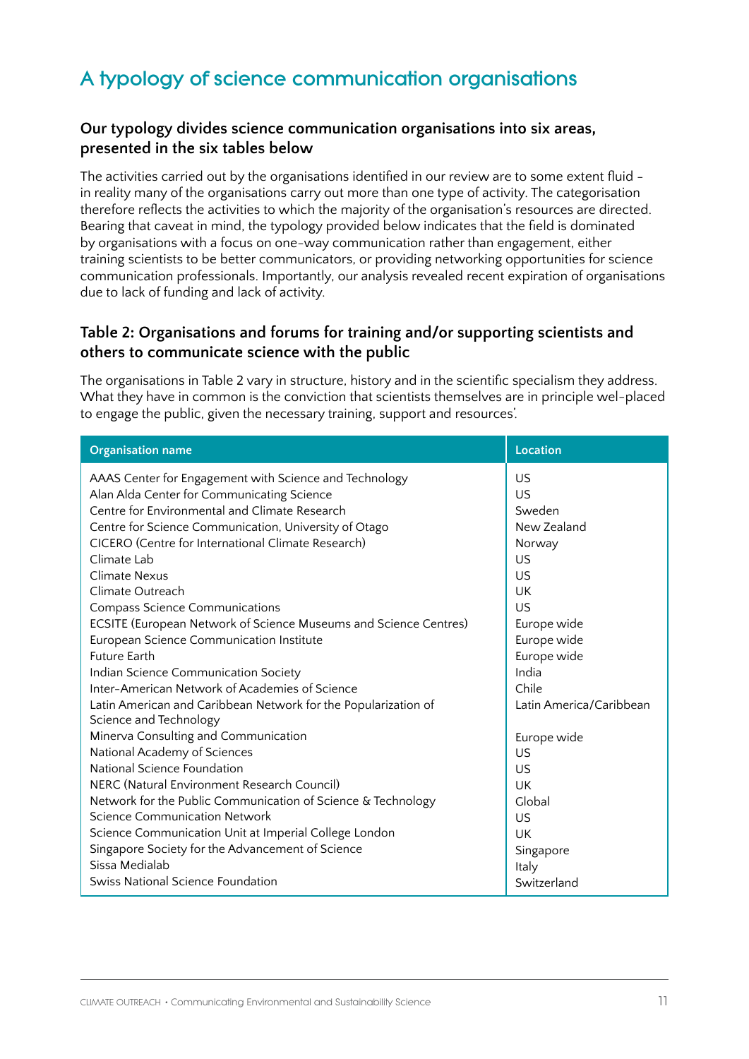## A typology of science communication organisations

### Our typology divides science communication organisations into six areas, presented in the six tables below

The activities carried out by the organisations identified in our review are to some extent fluid - in reality many of the organisations carry out more than one type of activity. The categorisation therefore reflects the activities to which the majority of the organisation's resources are directed. Bearing that caveat in mind, the typology provided below indicates that the field is dominated by organisations with a focus on one-way communication rather than engagement, either training scientists to be better communicators, or providing networking opportunities for science communication professionals. Importantly, our analysis revealed recent expiration of organisations due to lack of funding and lack of activity.

### Table 2: Organisations and forums for training and/or supporting scientists and others to communicate science with the public

The organisations in Table 2 vary in structure, history and in the scientific specialism they address. What they have in common is the conviction that scientists themselves are in principle wel-placed to engage the public, given the necessary training, support and resources'.

| Organisation name | Location |
|---|---|
| AAAS Center for Engagement with Science and Technology | US |
| Alan Alda Center for Communicating Science | US |
| Centre for Environmental and Climate Research | Sweden |
| Centre for Science Communication, University of Otago | New Zealand |
| CICERO (Centre for International Climate Research) | Norway |
| Climate Lab | US |
| Climate Nexus | US |
| Climate Outreach | UK |
| Compass Science Communications | US |
| ECSITE (European Network of Science Museums and Science Centres) | Europe wide |
| European Science Communication Institute | Europe wide |
| Future Earth | Europe wide |
| Indian Science Communication Society | India |
| Inter-American Network of Academies of Science | Chile |
| Latin American and Caribbean Network for the Popularization of Science and Technology | Latin America/Caribbean |
| Minerva Consulting and Communication | Europe wide |
| National Academy of Sciences | US |
| National Science Foundation | US |
| NERC (Natural Environment Research Council) | UK |
| Network for the Public Communication of Science & Technology | Global |
| Science Communication Network | US |
| Science Communication Unit at Imperial College London | UK |
| Singapore Society for the Advancement of Science | Singapore |
| Sissa Medialab | Italy |
| Swiss National Science Foundation | Switzerland |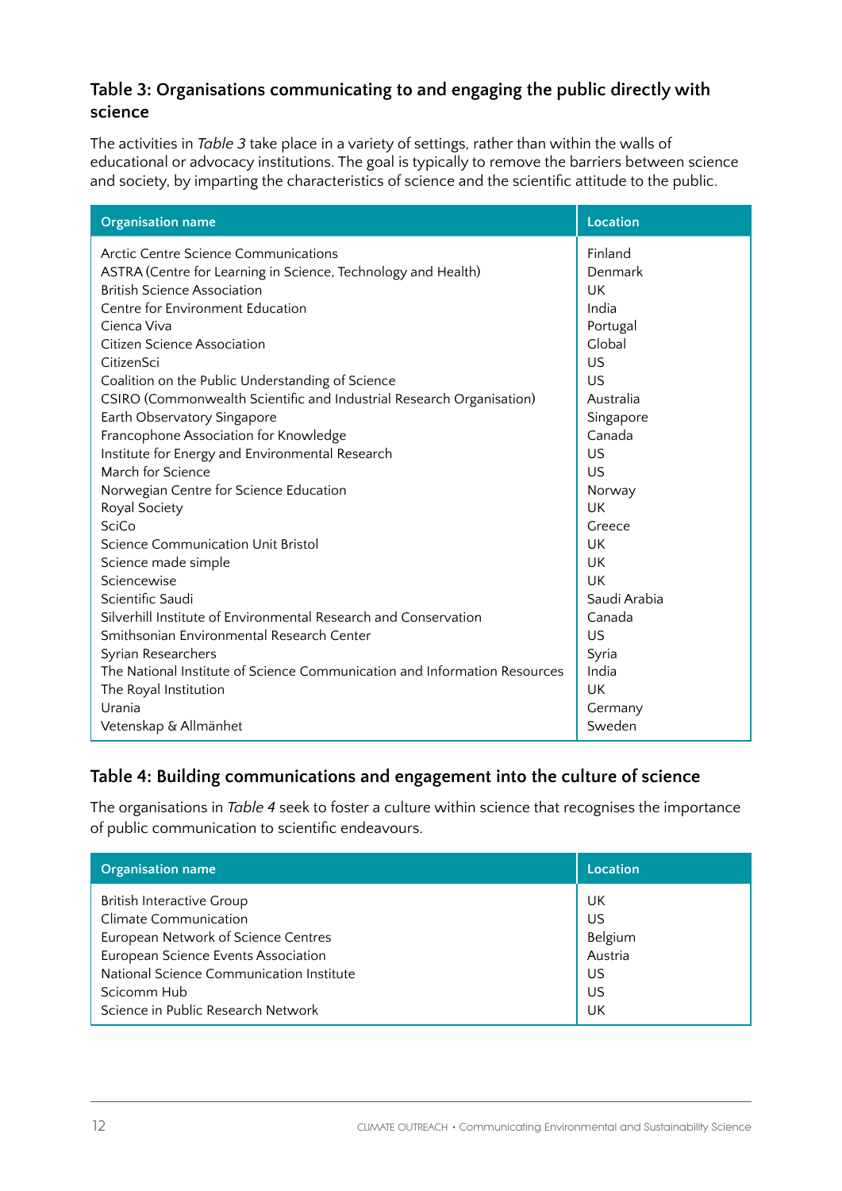### Table 3: Organisations communicating to and engaging the public directly with science

The activities in *Table 3* take place in a variety of settings, rather than within the walls of educational or advocacy institutions. The goal is typically to remove the barriers between science and society, by imparting the characteristics of science and the scientific attitude to the public.

| Organisation name | Location |
|---|---|
| Arctic Centre Science Communications | Finland |
| ASTRA (Centre for Learning in Science, Technology and Health) | Denmark |
| British Science Association | UK |
| Centre for Environment Education | India |
| Cienca Viva | Portugal |
| Citizen Science Association | Global |
| CitizenSci | US |
| Coalition on the Public Understanding of Science | US |
| CSIRO (Commonwealth Scientific and Industrial Research Organisation) | Australia |
| Earth Observatory Singapore | Singapore |
| Francophone Association for Knowledge | Canada |
| Institute for Energy and Environmental Research | US |
| March for Science | US |
| Norwegian Centre for Science Education | Norway |
| Royal Society | UK |
| SciCo | Greece |
| Science Communication Unit Bristol | UK |
| Science made simple | UK |
| Sciencewise | UK |
| Scientific Saudi | Saudi Arabia |
| Silverhill Institute of Environmental Research and Conservation | Canada |
| Smithsonian Environmental Research Center | US |
| Syrian Researchers | Syria |
| The National Institute of Science Communication and Information Resources | India |
| The Royal Institution | UK |
| Urania | Germany |
| Vetenskap & Allmänhet | Sweden |

### Table 4: Building communications and engagement into the culture of science

The organisations in *Table 4* seek to foster a culture within science that recognises the importance of public communication to scientific endeavours.

| Organisation name | Location |
|---|---|
| British Interactive Group | UK |
| Climate Communication | US |
| European Network of Science Centres | Belgium |
| European Science Events Association | Austria |
| National Science Communication Institute | US |
| Scicomm Hub | US |
| Science in Public Research Network | UK |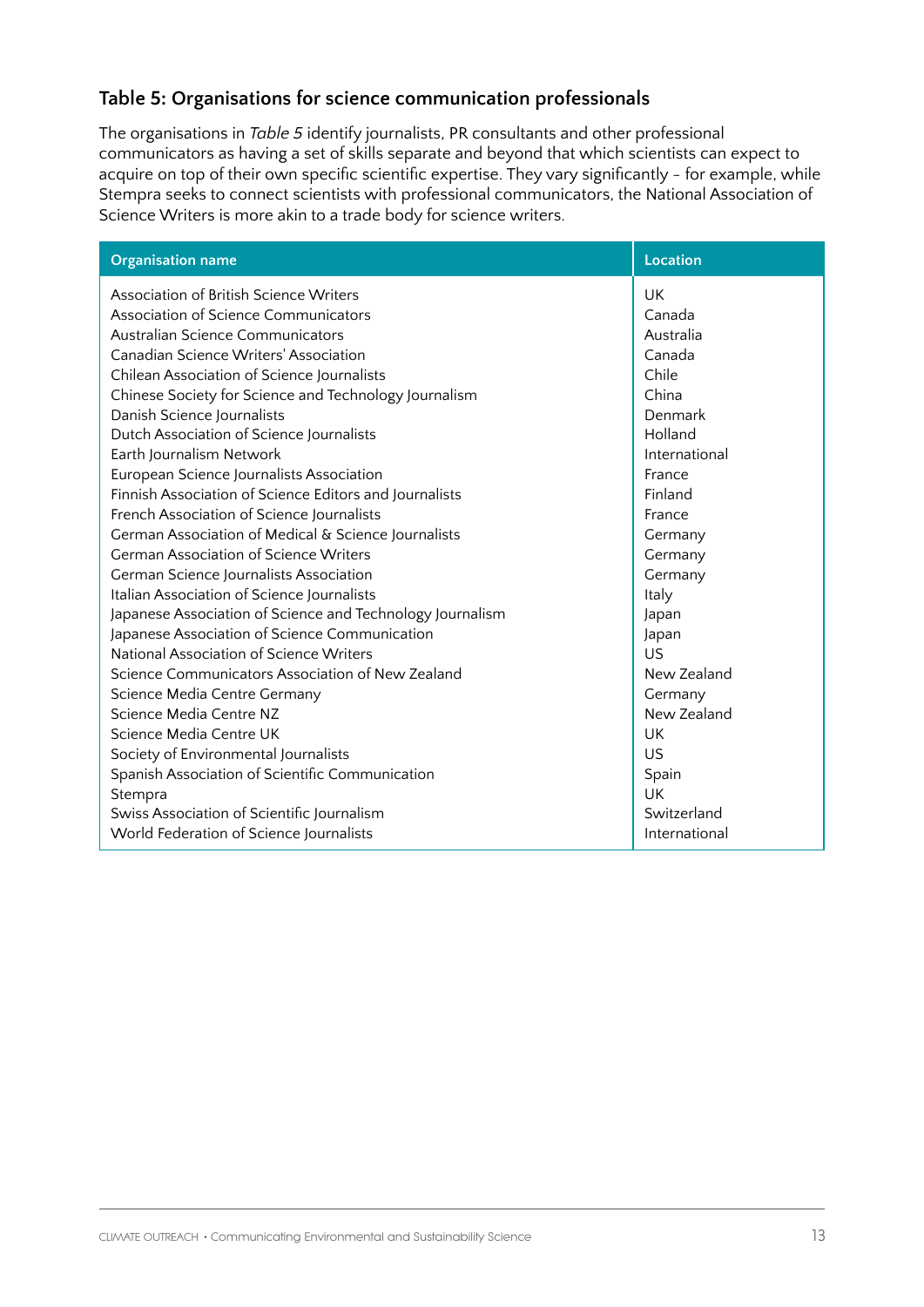### Table 5: Organisations for science communication professionals

The organisations in *Table 5* identify journalists, PR consultants and other professional communicators as having a set of skills separate and beyond that which scientists can expect to acquire on top of their own specific scientific expertise. They vary significantly – for example, while Stempra seeks to connect scientists with professional communicators, the National Association of Science Writers is more akin to a trade body for science writers.

| Organisation name | Location |
|---|---|
| Association of British Science Writers | UK |
| Association of Science Communicators | Canada |
| Australian Science Communicators | Australia |
| Canadian Science Writers' Association | Canada |
| Chilean Association of Science Journalists | Chile |
| Chinese Society for Science and Technology Journalism | China |
| Danish Science Journalists | Denmark |
| Dutch Association of Science Journalists | Holland |
| Earth Journalism Network | International |
| European Science Journalists Association | France |
| Finnish Association of Science Editors and Journalists | Finland |
| French Association of Science Journalists | France |
| German Association of Medical & Science Journalists | Germany |
| German Association of Science Writers | Germany |
| German Science Journalists Association | Germany |
| Italian Association of Science Journalists | Italy |
| Japanese Association of Science and Technology Journalism | Japan |
| Japanese Association of Science Communication | Japan |
| National Association of Science Writers | US |
| Science Communicators Association of New Zealand | New Zealand |
| Science Media Centre Germany | Germany |
| Science Media Centre NZ | New Zealand |
| Science Media Centre UK | UK |
| Society of Environmental Journalists | US |
| Spanish Association of Scientific Communication | Spain |
| Stempra | UK |
| Swiss Association of Scientific Journalism | Switzerland |
| World Federation of Science Journalists | International |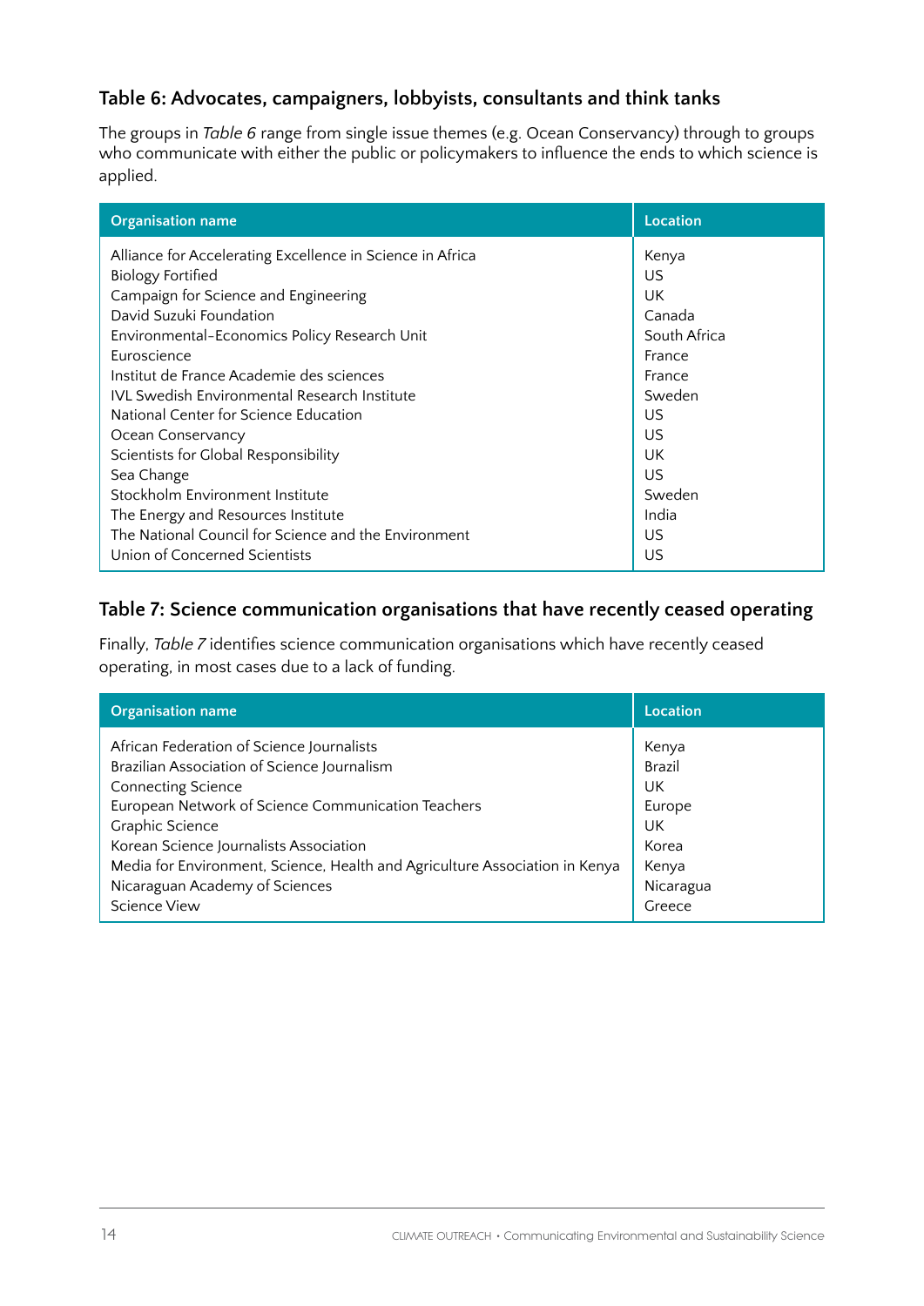### Table 6: Advocates, campaigners, lobbyists, consultants and think tanks

The groups in *Table 6* range from single issue themes (e.g. Ocean Conservancy) through to groups who communicate with either the public or policymakers to influence the ends to which science is applied.

| Organisation name | Location |
|---|---|
| Alliance for Accelerating Excellence in Science in Africa | Kenya |
| Biology Fortified | US |
| Campaign for Science and Engineering | UK |
| David Suzuki Foundation | Canada |
| Environmental-Economics Policy Research Unit | South Africa |
| Euroscience | France |
| Institut de France Academie des sciences | France |
| IVL Swedish Environmental Research Institute | Sweden |
| National Center for Science Education | US |
| Ocean Conservancy | US |
| Scientists for Global Responsibility | UK |
| Sea Change | US |
| Stockholm Environment Institute | Sweden |
| The Energy and Resources Institute | India |
| The National Council for Science and the Environment | US |
| Union of Concerned Scientists | US |

### Table 7: Science communication organisations that have recently ceased operating

Finally, *Table 7* identifies science communication organisations which have recently ceased operating, in most cases due to a lack of funding.

| Organisation name | Location |
|---|---|
| African Federation of Science Journalists | Kenya |
| Brazilian Association of Science Journalism | Brazil |
| Connecting Science | UK |
| European Network of Science Communication Teachers | Europe |
| Graphic Science | UK |
| Korean Science Journalists Association | Korea |
| Media for Environment, Science, Health and Agriculture Association in Kenya | Kenya |
| Nicaraguan Academy of Sciences | Nicaragua |
| Science View | Greece |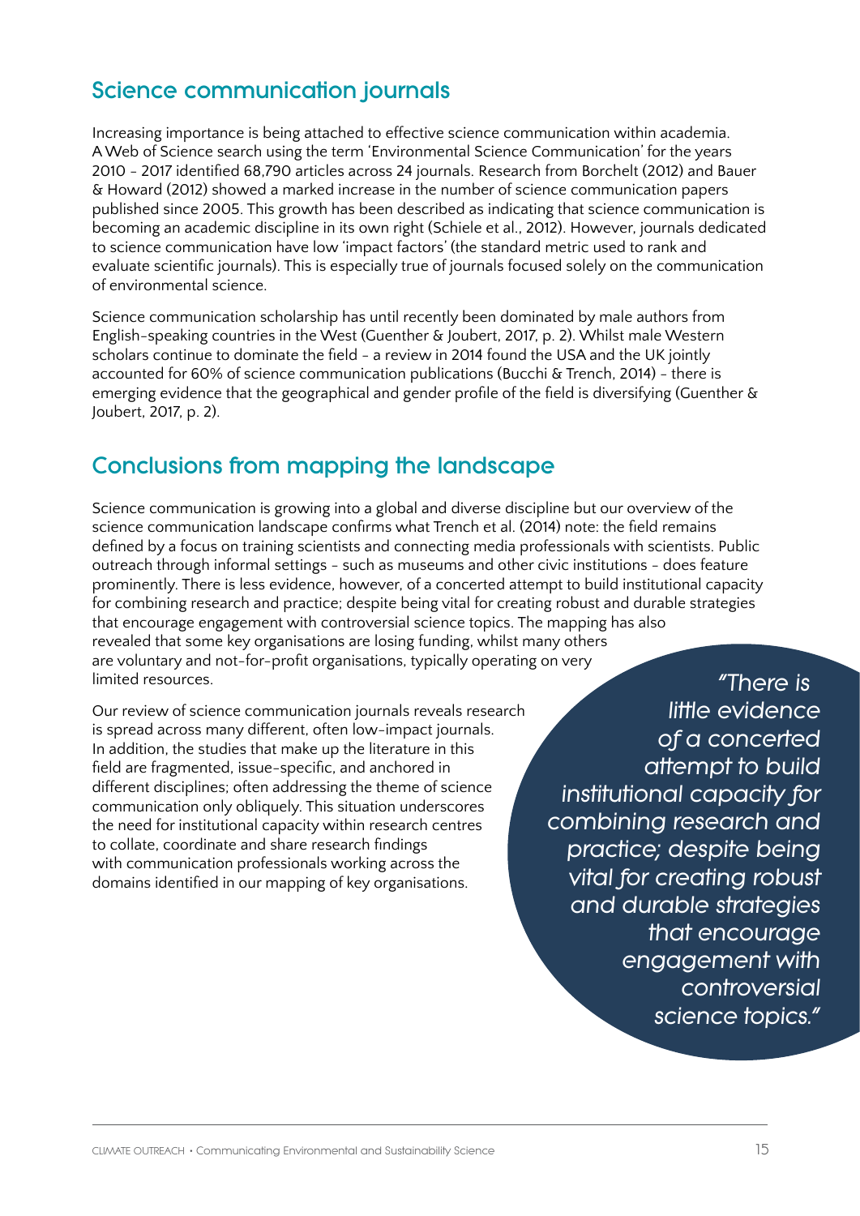## Science communication journals

Increasing importance is being attached to effective science communication within academia. A Web of Science search using the term 'Environmental Science Communication' for the years 2010 - 2017 identified 68,790 articles across 24 journals. Research from Borchelt (2012) and Bauer & Howard (2012) showed a marked increase in the number of science communication papers published since 2005. This growth has been described as indicating that science communication is becoming an academic discipline in its own right (Schiele et al., 2012). However, journals dedicated to science communication have low 'impact factors' (the standard metric used to rank and evaluate scientific journals). This is especially true of journals focused solely on the communication of environmental science.

Science communication scholarship has until recently been dominated by male authors from English-speaking countries in the West (Guenther & Joubert, 2017, p. 2). Whilst male Western scholars continue to dominate the field - a review in 2014 found the USA and the UK jointly accounted for 60% of science communication publications (Bucchi & Trench, 2014) - there is emerging evidence that the geographical and gender profile of the field is diversifying (Guenther & Joubert, 2017, p. 2).

## Conclusions from mapping the landscape

Science communication is growing into a global and diverse discipline but our overview of the science communication landscape confirms what Trench et al. (2014) note: the field remains defined by a focus on training scientists and connecting media professionals with scientists. Public outreach through informal settings - such as museums and other civic institutions - does feature prominently. There is less evidence, however, of a concerted attempt to build institutional capacity for combining research and practice; despite being vital for creating robust and durable strategies that encourage engagement with controversial science topics. The mapping has also revealed that some key organisations are losing funding, whilst many others are voluntary and not-for-profit organisations, typically operating on very limited resources.

Our review of science communication journals reveals research is spread across many different, often low-impact journals. In addition, the studies that make up the literature in this field are fragmented, issue-specific, and anchored in different disciplines; often addressing the theme of science communication only obliquely. This situation underscores the need for institutional capacity within research centres to collate, coordinate and share research findings with communication professionals working across the domains identified in our mapping of key organisations.

> *"There is little evidence of a concerted attempt to build institutional capacity for combining research and practice; despite being vital for creating robust and durable strategies that encourage engagement with controversial science topics."*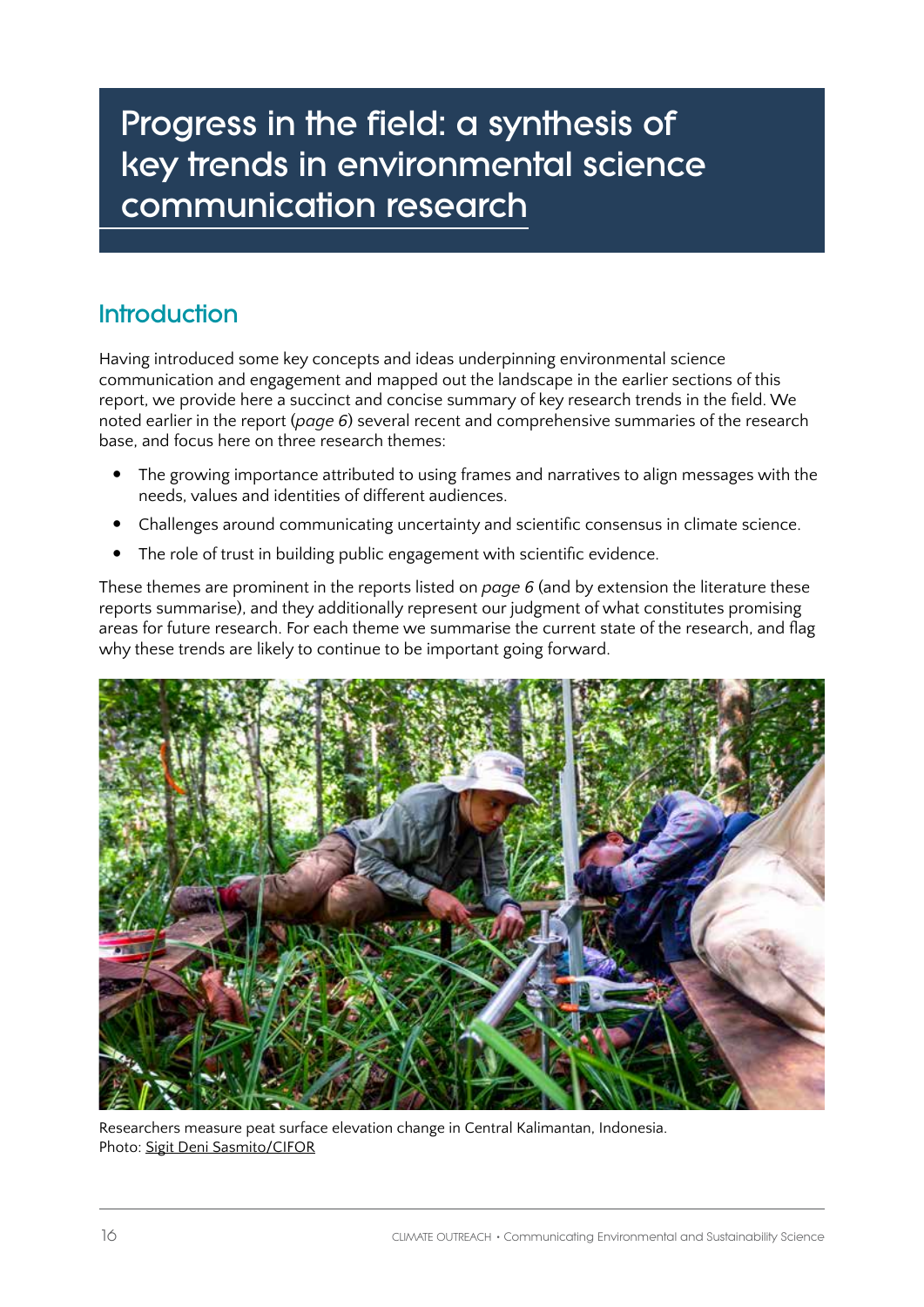# Progress in the field: a synthesis of key trends in environmental science communication research

## Introduction

Having introduced some key concepts and ideas underpinning environmental science communication and engagement and mapped out the landscape in the earlier sections of this report, we provide here a succinct and concise summary of key research trends in the field. We noted earlier in the report (*page 6*) several recent and comprehensive summaries of the research base, and focus here on three research themes:

- The growing importance attributed to using frames and narratives to align messages with the needs, values and identities of different audiences.
- Challenges around communicating uncertainty and scientific consensus in climate science.
- The role of trust in building public engagement with scientific evidence.

These themes are prominent in the reports listed on *page 6* (and by extension the literature these reports summarise), and they additionally represent our judgment of what constitutes promising areas for future research. For each theme we summarise the current state of the research, and flag why these trends are likely to continue to be important going forward.

Researchers measure peat surface elevation change in Central Kalimantan, Indonesia.
Photo: Sigit Deni Sasmito/CIFOR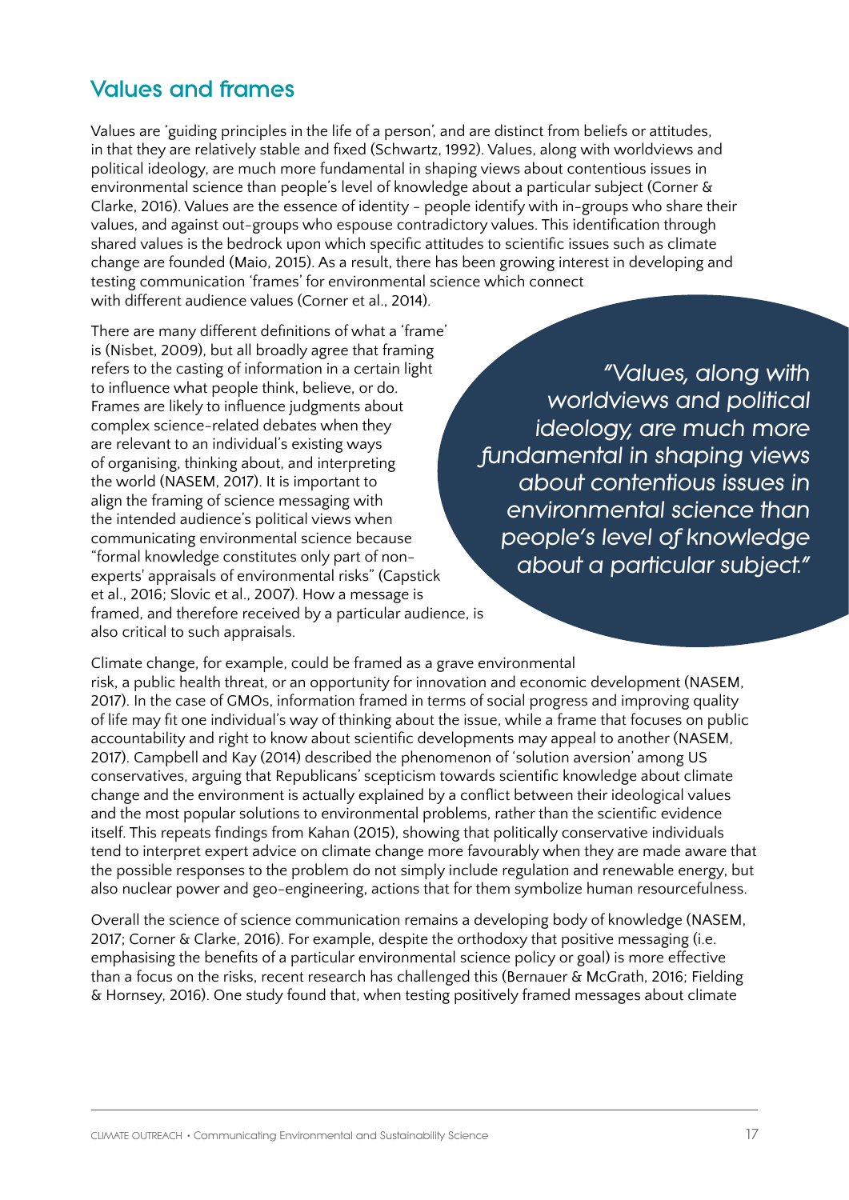## Values and frames

Values are 'guiding principles in the life of a person', and are distinct from beliefs or attitudes, in that they are relatively stable and fixed (Schwartz, 1992). Values, along with worldviews and political ideology, are much more fundamental in shaping views about contentious issues in environmental science than people's level of knowledge about a particular subject (Corner & Clarke, 2016). Values are the essence of identity - people identify with in-groups who share their values, and against out-groups who espouse contradictory values. This identification through shared values is the bedrock upon which specific attitudes to scientific issues such as climate change are founded (Maio, 2015). As a result, there has been growing interest in developing and testing communication 'frames' for environmental science which connect with different audience values (Corner et al., 2014).

There are many different definitions of what a 'frame' is (Nisbet, 2009), but all broadly agree that framing refers to the casting of information in a certain light to influence what people think, believe, or do. Frames are likely to influence judgments about complex science-related debates when they are relevant to an individual's existing ways of organising, thinking about, and interpreting the world (NASEM, 2017). It is important to align the framing of science messaging with the intended audience's political views when communicating environmental science because "formal knowledge constitutes only part of non-experts' appraisals of environmental risks" (Capstick et al., 2016; Slovic et al., 2007). How a message is framed, and therefore received by a particular audience, is also critical to such appraisals.

> *"Values, along with worldviews and political ideology, are much more fundamental in shaping views about contentious issues in environmental science than people's level of knowledge about a particular subject."*

Climate change, for example, could be framed as a grave environmental risk, a public health threat, or an opportunity for innovation and economic development (NASEM, 2017). In the case of GMOs, information framed in terms of social progress and improving quality of life may fit one individual's way of thinking about the issue, while a frame that focuses on public accountability and right to know about scientific developments may appeal to another (NASEM, 2017). Campbell and Kay (2014) described the phenomenon of 'solution aversion' among US conservatives, arguing that Republicans' scepticism towards scientific knowledge about climate change and the environment is actually explained by a conflict between their ideological values and the most popular solutions to environmental problems, rather than the scientific evidence itself. This repeats findings from Kahan (2015), showing that politically conservative individuals tend to interpret expert advice on climate change more favourably when they are made aware that the possible responses to the problem do not simply include regulation and renewable energy, but also nuclear power and geo-engineering, actions that for them symbolize human resourcefulness.

Overall the science of science communication remains a developing body of knowledge (NASEM, 2017; Corner & Clarke, 2016). For example, despite the orthodoxy that positive messaging (i.e. emphasising the benefits of a particular environmental science policy or goal) is more effective than a focus on the risks, recent research has challenged this (Bernauer & McGrath, 2016; Fielding & Hornsey, 2016). One study found that, when testing positively framed messages about climate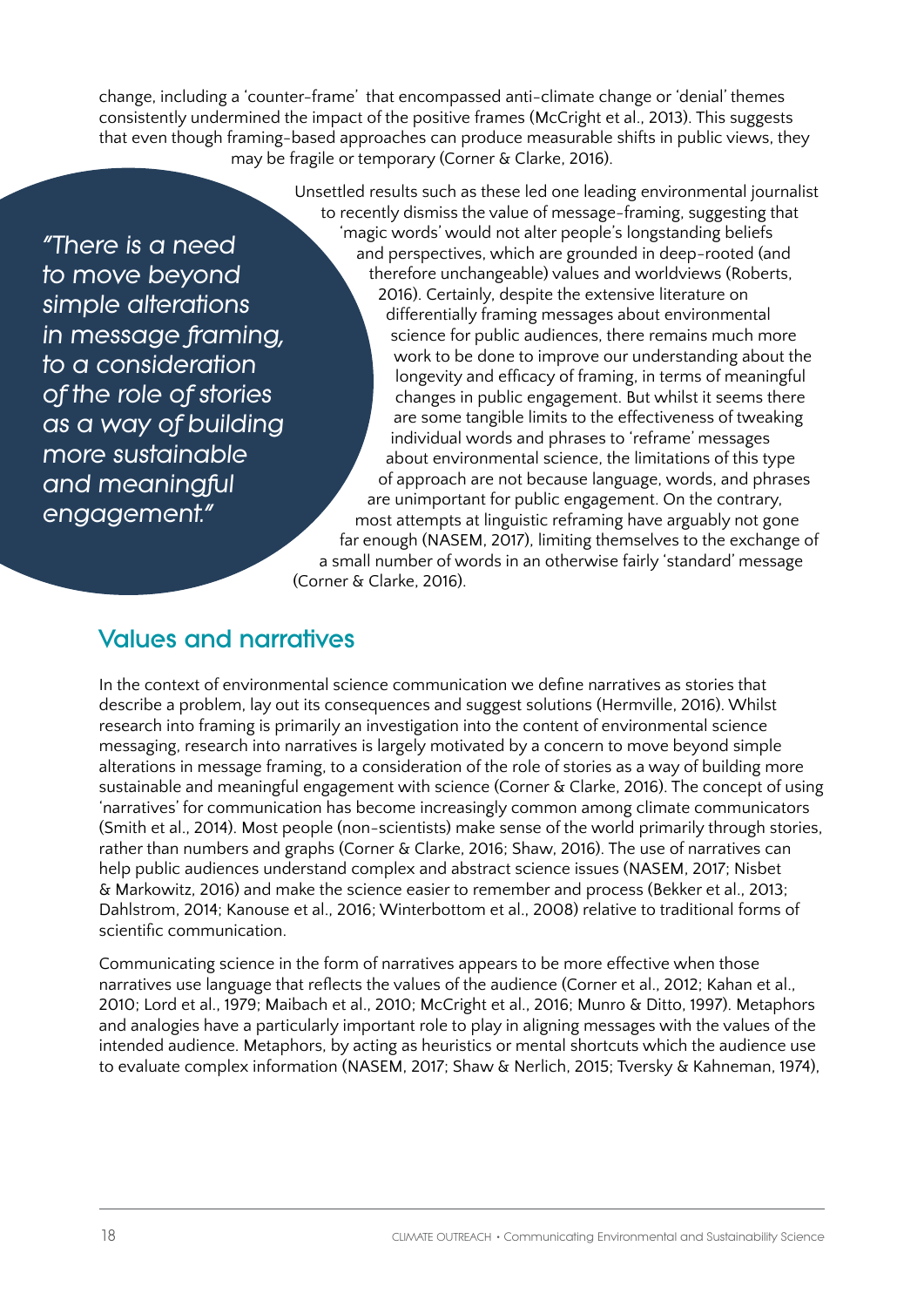change, including a 'counter-frame' that encompassed anti-climate change or 'denial' themes consistently undermined the impact of the positive frames (McCright et al., 2013). This suggests that even though framing-based approaches can produce measurable shifts in public views, they may be fragile or temporary (Corner & Clarke, 2016).

> *"There is a need to move beyond simple alterations in message framing, to a consideration of the role of stories as a way of building more sustainable and meaningful engagement."*

Unsettled results such as these led one leading environmental journalist to recently dismiss the value of message-framing, suggesting that 'magic words' would not alter people's longstanding beliefs and perspectives, which are grounded in deep-rooted (and therefore unchangeable) values and worldviews (Roberts, 2016). Certainly, despite the extensive literature on differentially framing messages about environmental science for public audiences, there remains much more work to be done to improve our understanding about the longevity and efficacy of framing, in terms of meaningful changes in public engagement. But whilst it seems there are some tangible limits to the effectiveness of tweaking individual words and phrases to 'reframe' messages about environmental science, the limitations of this type of approach are not because language, words, and phrases are unimportant for public engagement. On the contrary, most attempts at linguistic reframing have arguably not gone far enough (NASEM, 2017), limiting themselves to the exchange of a small number of words in an otherwise fairly 'standard' message (Corner & Clarke, 2016).

## Values and narratives

In the context of environmental science communication we define narratives as stories that describe a problem, lay out its consequences and suggest solutions (Hermville, 2016). Whilst research into framing is primarily an investigation into the content of environmental science messaging, research into narratives is largely motivated by a concern to move beyond simple alterations in message framing, to a consideration of the role of stories as a way of building more sustainable and meaningful engagement with science (Corner & Clarke, 2016). The concept of using 'narratives' for communication has become increasingly common among climate communicators (Smith et al., 2014). Most people (non-scientists) make sense of the world primarily through stories, rather than numbers and graphs (Corner & Clarke, 2016; Shaw, 2016). The use of narratives can help public audiences understand complex and abstract science issues (NASEM, 2017; Nisbet & Markowitz, 2016) and make the science easier to remember and process (Bekker et al., 2013; Dahlstrom, 2014; Kanouse et al., 2016; Winterbottom et al., 2008) relative to traditional forms of scientific communication.

Communicating science in the form of narratives appears to be more effective when those narratives use language that reflects the values of the audience (Corner et al., 2012; Kahan et al., 2010; Lord et al., 1979; Maibach et al., 2010; McCright et al., 2016; Munro & Ditto, 1997). Metaphors and analogies have a particularly important role to play in aligning messages with the values of the intended audience. Metaphors, by acting as heuristics or mental shortcuts which the audience use to evaluate complex information (NASEM, 2017; Shaw & Nerlich, 2015; Tversky & Kahneman, 1974),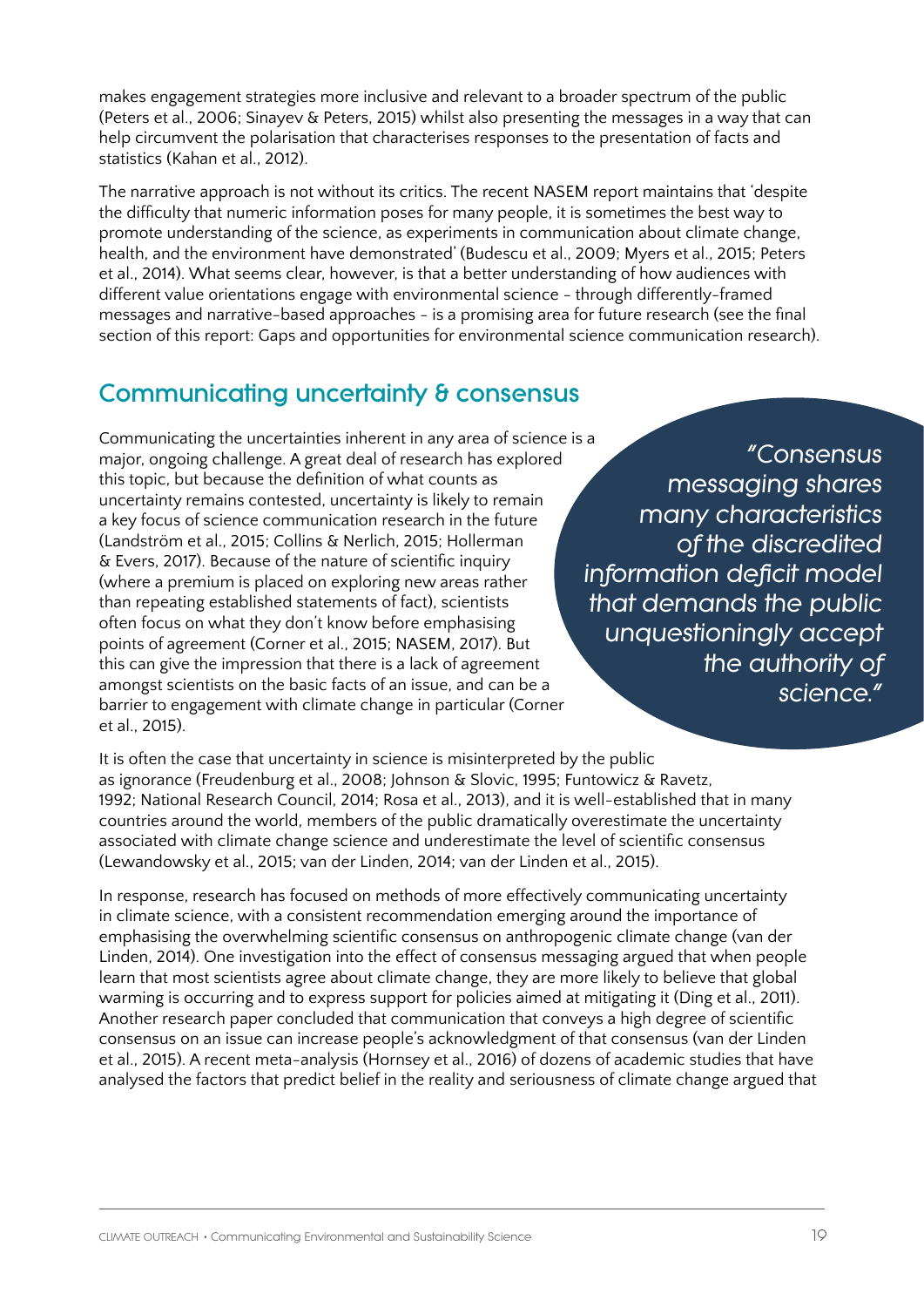makes engagement strategies more inclusive and relevant to a broader spectrum of the public (Peters et al., 2006; Sinayev & Peters, 2015) whilst also presenting the messages in a way that can help circumvent the polarisation that characterises responses to the presentation of facts and statistics (Kahan et al., 2012).

The narrative approach is not without its critics. The recent NASEM report maintains that 'despite the difficulty that numeric information poses for many people, it is sometimes the best way to promote understanding of the science, as experiments in communication about climate change, health, and the environment have demonstrated' (Budescu et al., 2009; Myers et al., 2015; Peters et al., 2014). What seems clear, however, is that a better understanding of how audiences with different value orientations engage with environmental science - through differently-framed messages and narrative-based approaches - is a promising area for future research (see the final section of this report: Gaps and opportunities for environmental science communication research).

## Communicating uncertainty & consensus

Communicating the uncertainties inherent in any area of science is a major, ongoing challenge. A great deal of research has explored this topic, but because the definition of what counts as uncertainty remains contested, uncertainty is likely to remain a key focus of science communication research in the future (Landström et al., 2015; Collins & Nerlich, 2015; Hollerman & Evers, 2017). Because of the nature of scientific inquiry (where a premium is placed on exploring new areas rather than repeating established statements of fact), scientists often focus on what they don't know before emphasising points of agreement (Corner et al., 2015; NASEM, 2017). But this can give the impression that there is a lack of agreement amongst scientists on the basic facts of an issue, and can be a barrier to engagement with climate change in particular (Corner et al., 2015).

*"Consensus messaging shares many characteristics of the discredited information deficit model that demands the public unquestioningly accept the authority of science."*

It is often the case that uncertainty in science is misinterpreted by the public as ignorance (Freudenburg et al., 2008; Johnson & Slovic, 1995; Funtowicz & Ravetz, 1992; National Research Council, 2014; Rosa et al., 2013), and it is well-established that in many countries around the world, members of the public dramatically overestimate the uncertainty associated with climate change science and underestimate the level of scientific consensus (Lewandowsky et al., 2015; van der Linden, 2014; van der Linden et al., 2015).

In response, research has focused on methods of more effectively communicating uncertainty in climate science, with a consistent recommendation emerging around the importance of emphasising the overwhelming scientific consensus on anthropogenic climate change (van der Linden, 2014). One investigation into the effect of consensus messaging argued that when people learn that most scientists agree about climate change, they are more likely to believe that global warming is occurring and to express support for policies aimed at mitigating it (Ding et al., 2011). Another research paper concluded that communication that conveys a high degree of scientific consensus on an issue can increase people's acknowledgment of that consensus (van der Linden et al., 2015). A recent meta-analysis (Hornsey et al., 2016) of dozens of academic studies that have analysed the factors that predict belief in the reality and seriousness of climate change argued that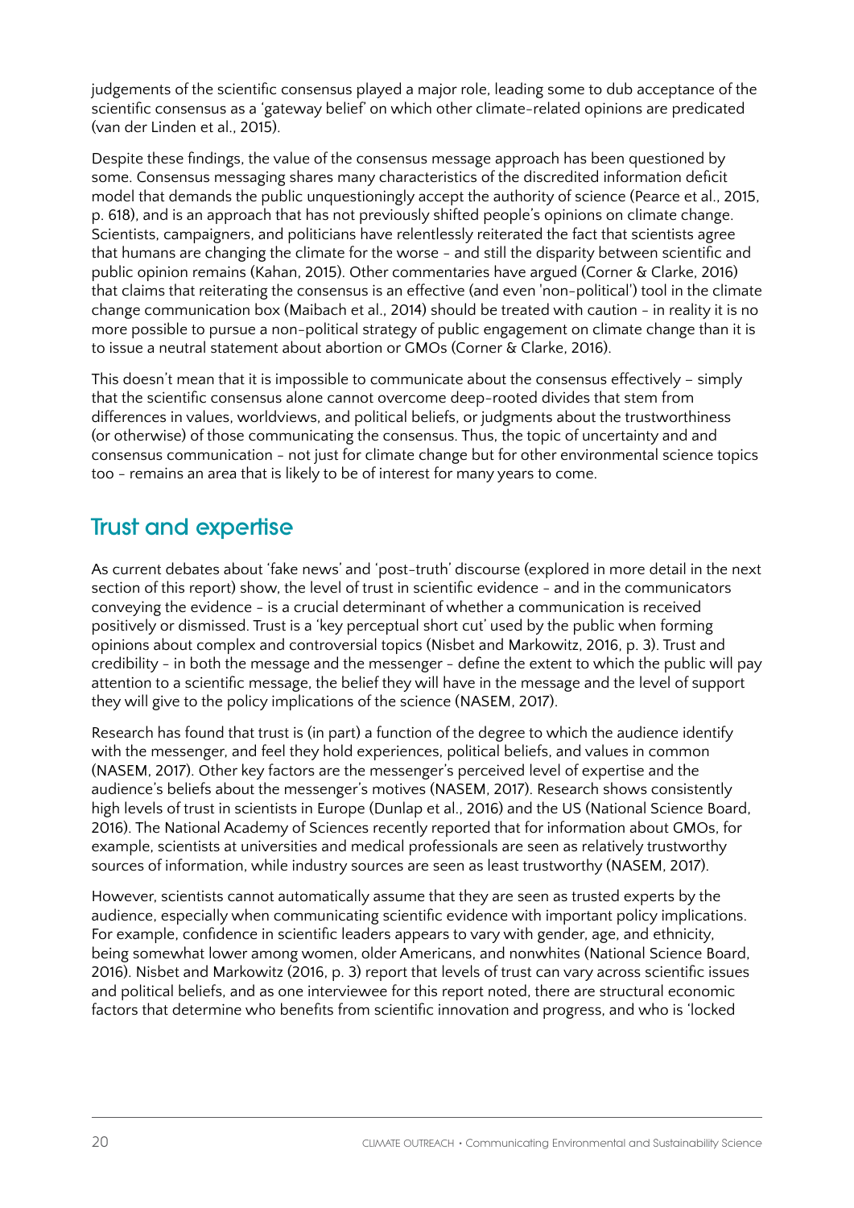judgements of the scientific consensus played a major role, leading some to dub acceptance of the scientific consensus as a 'gateway belief' on which other climate-related opinions are predicated (van der Linden et al., 2015).

Despite these findings, the value of the consensus message approach has been questioned by some. Consensus messaging shares many characteristics of the discredited information deficit model that demands the public unquestioningly accept the authority of science (Pearce et al., 2015, p. 618), and is an approach that has not previously shifted people's opinions on climate change. Scientists, campaigners, and politicians have relentlessly reiterated the fact that scientists agree that humans are changing the climate for the worse - and still the disparity between scientific and public opinion remains (Kahan, 2015). Other commentaries have argued (Corner & Clarke, 2016) that claims that reiterating the consensus is an effective (and even 'non-political') tool in the climate change communication box (Maibach et al., 2014) should be treated with caution - in reality it is no more possible to pursue a non-political strategy of public engagement on climate change than it is to issue a neutral statement about abortion or GMOs (Corner & Clarke, 2016).

This doesn't mean that it is impossible to communicate about the consensus effectively – simply that the scientific consensus alone cannot overcome deep-rooted divides that stem from differences in values, worldviews, and political beliefs, or judgments about the trustworthiness (or otherwise) of those communicating the consensus. Thus, the topic of uncertainty and and consensus communication - not just for climate change but for other environmental science topics too - remains an area that is likely to be of interest for many years to come.

## Trust and expertise

As current debates about 'fake news' and 'post-truth' discourse (explored in more detail in the next section of this report) show, the level of trust in scientific evidence - and in the communicators conveying the evidence - is a crucial determinant of whether a communication is received positively or dismissed. Trust is a 'key perceptual short cut' used by the public when forming opinions about complex and controversial topics (Nisbet and Markowitz, 2016, p. 3). Trust and credibility - in both the message and the messenger - define the extent to which the public will pay attention to a scientific message, the belief they will have in the message and the level of support they will give to the policy implications of the science (NASEM, 2017).

Research has found that trust is (in part) a function of the degree to which the audience identify with the messenger, and feel they hold experiences, political beliefs, and values in common (NASEM, 2017). Other key factors are the messenger's perceived level of expertise and the audience's beliefs about the messenger's motives (NASEM, 2017). Research shows consistently high levels of trust in scientists in Europe (Dunlap et al., 2016) and the US (National Science Board, 2016). The National Academy of Sciences recently reported that for information about GMOs, for example, scientists at universities and medical professionals are seen as relatively trustworthy sources of information, while industry sources are seen as least trustworthy (NASEM, 2017).

However, scientists cannot automatically assume that they are seen as trusted experts by the audience, especially when communicating scientific evidence with important policy implications. For example, confidence in scientific leaders appears to vary with gender, age, and ethnicity, being somewhat lower among women, older Americans, and nonwhites (National Science Board, 2016). Nisbet and Markowitz (2016, p. 3) report that levels of trust can vary across scientific issues and political beliefs, and as one interviewee for this report noted, there are structural economic factors that determine who benefits from scientific innovation and progress, and who is 'locked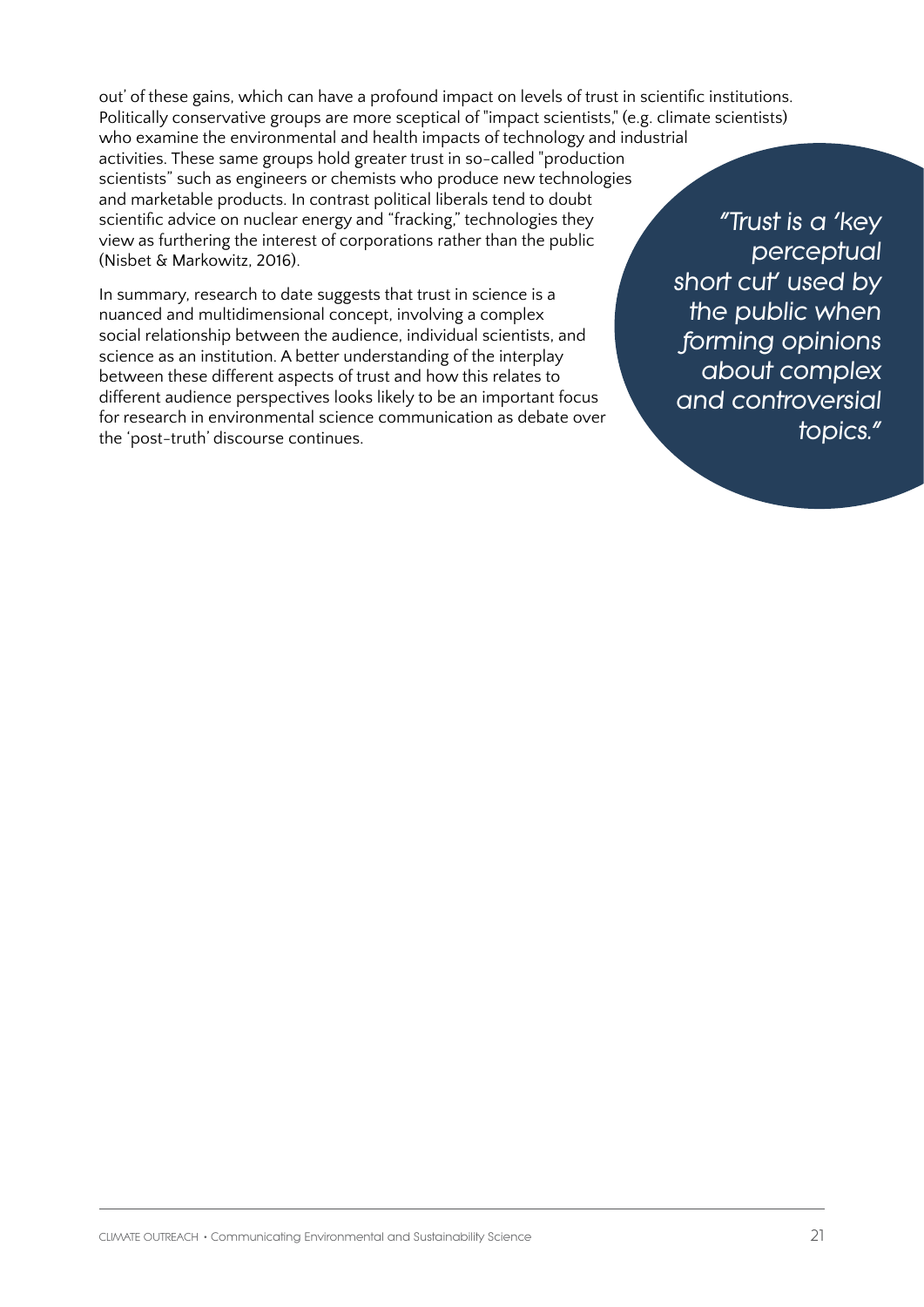out' of these gains, which can have a profound impact on levels of trust in scientific institutions. Politically conservative groups are more sceptical of "impact scientists," (e.g. climate scientists) who examine the environmental and health impacts of technology and industrial activities. These same groups hold greater trust in so-called "production scientists" such as engineers or chemists who produce new technologies and marketable products. In contrast political liberals tend to doubt scientific advice on nuclear energy and "fracking," technologies they view as furthering the interest of corporations rather than the public (Nisbet & Markowitz, 2016).

In summary, research to date suggests that trust in science is a nuanced and multidimensional concept, involving a complex social relationship between the audience, individual scientists, and science as an institution. A better understanding of the interplay between these different aspects of trust and how this relates to different audience perspectives looks likely to be an important focus for research in environmental science communication as debate over the 'post-truth' discourse continues.

> *"Trust is a 'key perceptual short cut' used by the public when forming opinions about complex and controversial topics."*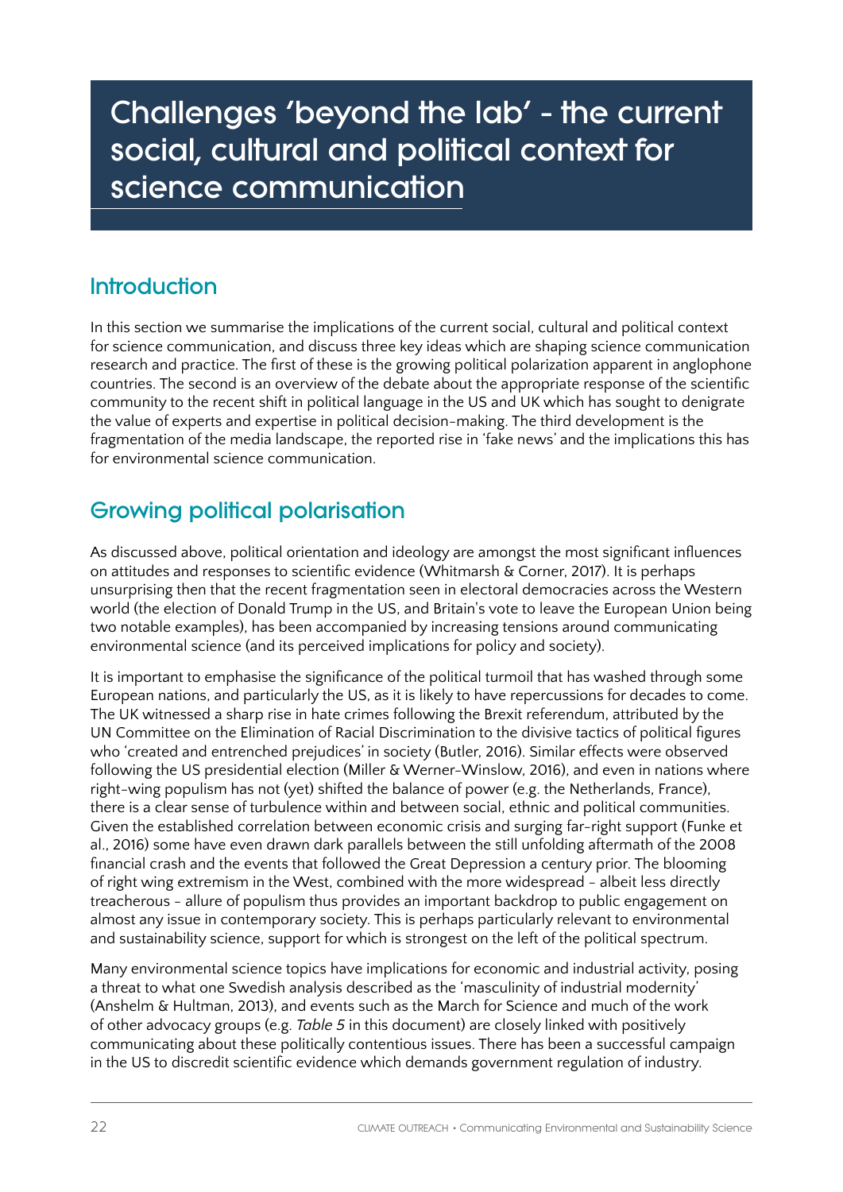# Challenges 'beyond the lab' - the current social, cultural and political context for science communication

## Introduction

In this section we summarise the implications of the current social, cultural and political context for science communication, and discuss three key ideas which are shaping science communication research and practice. The first of these is the growing political polarization apparent in anglophone countries. The second is an overview of the debate about the appropriate response of the scientific community to the recent shift in political language in the US and UK which has sought to denigrate the value of experts and expertise in political decision-making. The third development is the fragmentation of the media landscape, the reported rise in 'fake news' and the implications this has for environmental science communication.

## Growing political polarisation

As discussed above, political orientation and ideology are amongst the most significant influences on attitudes and responses to scientific evidence (Whitmarsh & Corner, 2017). It is perhaps unsurprising then that the recent fragmentation seen in electoral democracies across the Western world (the election of Donald Trump in the US, and Britain's vote to leave the European Union being two notable examples), has been accompanied by increasing tensions around communicating environmental science (and its perceived implications for policy and society).

It is important to emphasise the significance of the political turmoil that has washed through some European nations, and particularly the US, as it is likely to have repercussions for decades to come. The UK witnessed a sharp rise in hate crimes following the Brexit referendum, attributed by the UN Committee on the Elimination of Racial Discrimination to the divisive tactics of political figures who 'created and entrenched prejudices' in society (Butler, 2016). Similar effects were observed following the US presidential election (Miller & Werner-Winslow, 2016), and even in nations where right-wing populism has not (yet) shifted the balance of power (e.g. the Netherlands, France), there is a clear sense of turbulence within and between social, ethnic and political communities. Given the established correlation between economic crisis and surging far-right support (Funke et al., 2016) some have even drawn dark parallels between the still unfolding aftermath of the 2008 financial crash and the events that followed the Great Depression a century prior. The blooming of right wing extremism in the West, combined with the more widespread - albeit less directly treacherous - allure of populism thus provides an important backdrop to public engagement on almost any issue in contemporary society. This is perhaps particularly relevant to environmental and sustainability science, support for which is strongest on the left of the political spectrum.

Many environmental science topics have implications for economic and industrial activity, posing a threat to what one Swedish analysis described as the 'masculinity of industrial modernity' (Anshelm & Hultman, 2013), and events such as the March for Science and much of the work of other advocacy groups (e.g. *Table 5* in this document) are closely linked with positively communicating about these politically contentious issues. There has been a successful campaign in the US to discredit scientific evidence which demands government regulation of industry.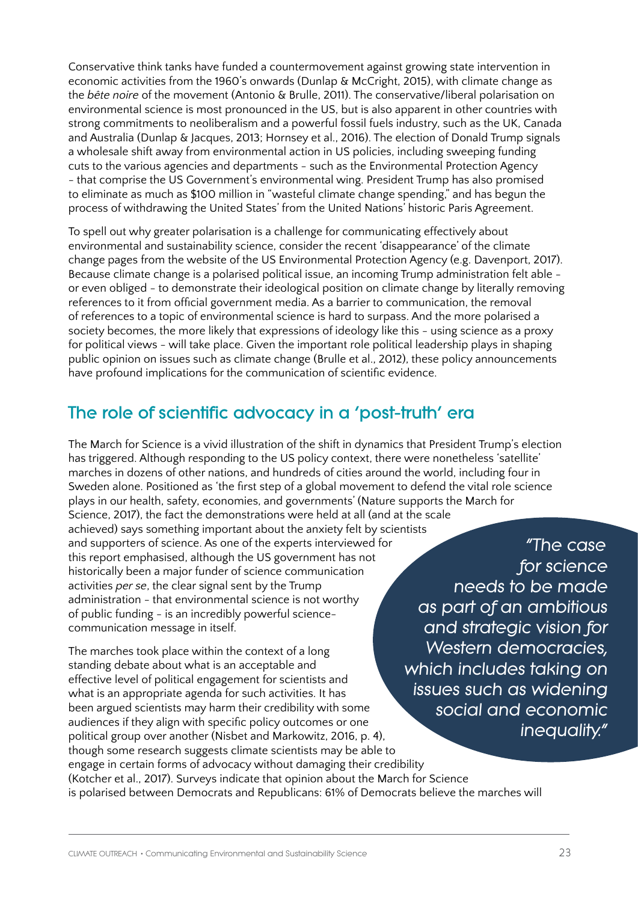Conservative think tanks have funded a countermovement against growing state intervention in economic activities from the 1960's onwards (Dunlap & McCright, 2015), with climate change as the *bête noire* of the movement (Antonio & Brulle, 2011). The conservative/liberal polarisation on environmental science is most pronounced in the US, but is also apparent in other countries with strong commitments to neoliberalism and a powerful fossil fuels industry, such as the UK, Canada and Australia (Dunlap & Jacques, 2013; Hornsey et al., 2016). The election of Donald Trump signals a wholesale shift away from environmental action in US policies, including sweeping funding cuts to the various agencies and departments - such as the Environmental Protection Agency - that comprise the US Government's environmental wing. President Trump has also promised to eliminate as much as $100 million in "wasteful climate change spending," and has begun the process of withdrawing the United States' from the United Nations' historic Paris Agreement.

To spell out why greater polarisation is a challenge for communicating effectively about environmental and sustainability science, consider the recent 'disappearance' of the climate change pages from the website of the US Environmental Protection Agency (e.g. Davenport, 2017). Because climate change is a polarised political issue, an incoming Trump administration felt able - or even obliged - to demonstrate their ideological position on climate change by literally removing references to it from official government media. As a barrier to communication, the removal of references to a topic of environmental science is hard to surpass. And the more polarised a society becomes, the more likely that expressions of ideology like this - using science as a proxy for political views - will take place. Given the important role political leadership plays in shaping public opinion on issues such as climate change (Brulle et al., 2012), these policy announcements have profound implications for the communication of scientific evidence.

## The role of scientific advocacy in a 'post-truth' era

The March for Science is a vivid illustration of the shift in dynamics that President Trump's election has triggered. Although responding to the US policy context, there were nonetheless 'satellite' marches in dozens of other nations, and hundreds of cities around the world, including four in Sweden alone. Positioned as 'the first step of a global movement to defend the vital role science plays in our health, safety, economies, and governments' (Nature supports the March for Science, 2017), the fact the demonstrations were held at all (and at the scale achieved) says something important about the anxiety felt by scientists and supporters of science. As one of the experts interviewed for this report emphasised, although the US government has not historically been a major funder of science communication activities *per se*, the clear signal sent by the Trump administration - that environmental science is not worthy of public funding - is an incredibly powerful science-communication message in itself.

> *"The case for science needs to be made as part of an ambitious and strategic vision for Western democracies, which includes taking on issues such as widening social and economic inequality."*

The marches took place within the context of a long standing debate about what is an acceptable and effective level of political engagement for scientists and what is an appropriate agenda for such activities. It has been argued scientists may harm their credibility with some audiences if they align with specific policy outcomes or one political group over another (Nisbet and Markowitz, 2016, p. 4), though some research suggests climate scientists may be able to engage in certain forms of advocacy without damaging their credibility (Kotcher et al., 2017). Surveys indicate that opinion about the March for Science is polarised between Democrats and Republicans: 61% of Democrats believe the marches will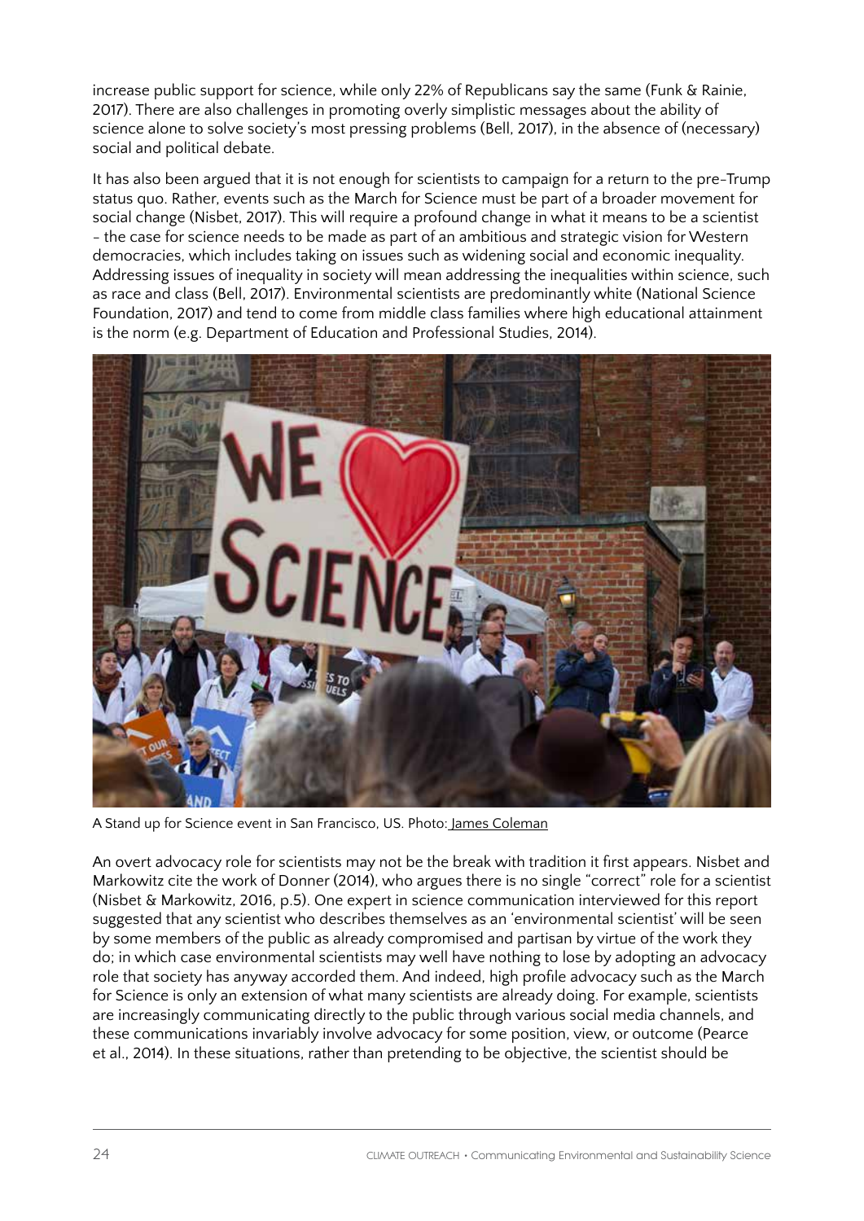increase public support for science, while only 22% of Republicans say the same (Funk & Rainie, 2017). There are also challenges in promoting overly simplistic messages about the ability of science alone to solve society's most pressing problems (Bell, 2017), in the absence of (necessary) social and political debate.

It has also been argued that it is not enough for scientists to campaign for a return to the pre-Trump status quo. Rather, events such as the March for Science must be part of a broader movement for social change (Nisbet, 2017). This will require a profound change in what it means to be a scientist - the case for science needs to be made as part of an ambitious and strategic vision for Western democracies, which includes taking on issues such as widening social and economic inequality. Addressing issues of inequality in society will mean addressing the inequalities within science, such as race and class (Bell, 2017). Environmental scientists are predominantly white (National Science Foundation, 2017) and tend to come from middle class families where high educational attainment is the norm (e.g. Department of Education and Professional Studies, 2014).

A Stand up for Science event in San Francisco, US. Photo: James Coleman

An overt advocacy role for scientists may not be the break with tradition it first appears. Nisbet and Markowitz cite the work of Donner (2014), who argues there is no single "correct" role for a scientist (Nisbet & Markowitz, 2016, p.5). One expert in science communication interviewed for this report suggested that any scientist who describes themselves as an 'environmental scientist' will be seen by some members of the public as already compromised and partisan by virtue of the work they do; in which case environmental scientists may well have nothing to lose by adopting an advocacy role that society has anyway accorded them. And indeed, high profile advocacy such as the March for Science is only an extension of what many scientists are already doing. For example, scientists are increasingly communicating directly to the public through various social media channels, and these communications invariably involve advocacy for some position, view, or outcome (Pearce et al., 2014). In these situations, rather than pretending to be objective, the scientist should be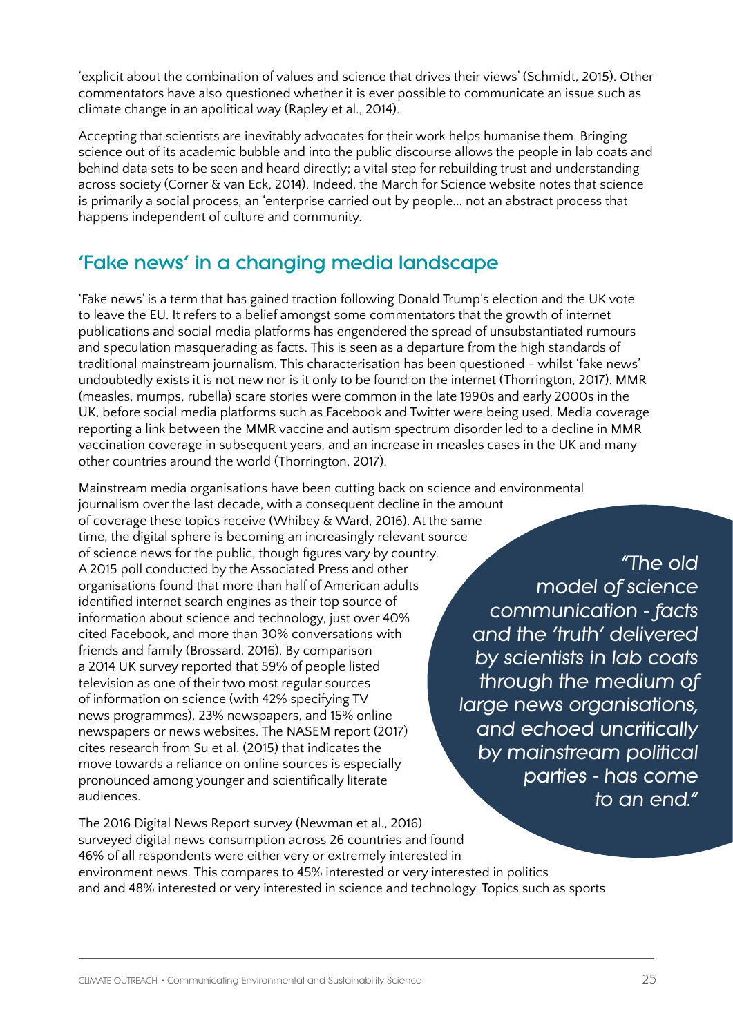'explicit about the combination of values and science that drives their views' (Schmidt, 2015). Other commentators have also questioned whether it is ever possible to communicate an issue such as climate change in an apolitical way (Rapley et al., 2014).

Accepting that scientists are inevitably advocates for their work helps humanise them. Bringing science out of its academic bubble and into the public discourse allows the people in lab coats and behind data sets to be seen and heard directly; a vital step for rebuilding trust and understanding across society (Corner & van Eck, 2014). Indeed, the March for Science website notes that science is primarily a social process, an 'enterprise carried out by people… not an abstract process that happens independent of culture and community.

## 'Fake news' in a changing media landscape

'Fake news' is a term that has gained traction following Donald Trump's election and the UK vote to leave the EU. It refers to a belief amongst some commentators that the growth of internet publications and social media platforms has engendered the spread of unsubstantiated rumours and speculation masquerading as facts. This is seen as a departure from the high standards of traditional mainstream journalism. This characterisation has been questioned – whilst 'fake news' undoubtedly exists it is not new nor is it only to be found on the internet (Thorrington, 2017). MMR (measles, mumps, rubella) scare stories were common in the late 1990s and early 2000s in the UK, before social media platforms such as Facebook and Twitter were being used. Media coverage reporting a link between the MMR vaccine and autism spectrum disorder led to a decline in MMR vaccination coverage in subsequent years, and an increase in measles cases in the UK and many other countries around the world (Thorrington, 2017).

Mainstream media organisations have been cutting back on science and environmental journalism over the last decade, with a consequent decline in the amount of coverage these topics receive (Whibey & Ward, 2016). At the same time, the digital sphere is becoming an increasingly relevant source of science news for the public, though figures vary by country. A 2015 poll conducted by the Associated Press and other organisations found that more than half of American adults identified internet search engines as their top source of information about science and technology, just over 40% cited Facebook, and more than 30% conversations with friends and family (Brossard, 2016). By comparison a 2014 UK survey reported that 59% of people listed television as one of their two most regular sources of information on science (with 42% specifying TV news programmes), 23% newspapers, and 15% online newspapers or news websites. The NASEM report (2017) cites research from Su et al. (2015) that indicates the move towards a reliance on online sources is especially pronounced among younger and scientifically literate audiences.

> *"The old model of science communication - facts and the 'truth' delivered by scientists in lab coats through the medium of large news organisations, and echoed uncritically by mainstream political parties - has come to an end."*

The 2016 Digital News Report survey (Newman et al., 2016) surveyed digital news consumption across 26 countries and found 46% of all respondents were either very or extremely interested in environment news. This compares to 45% interested or very interested in politics and and 48% interested or very interested in science and technology. Topics such as sports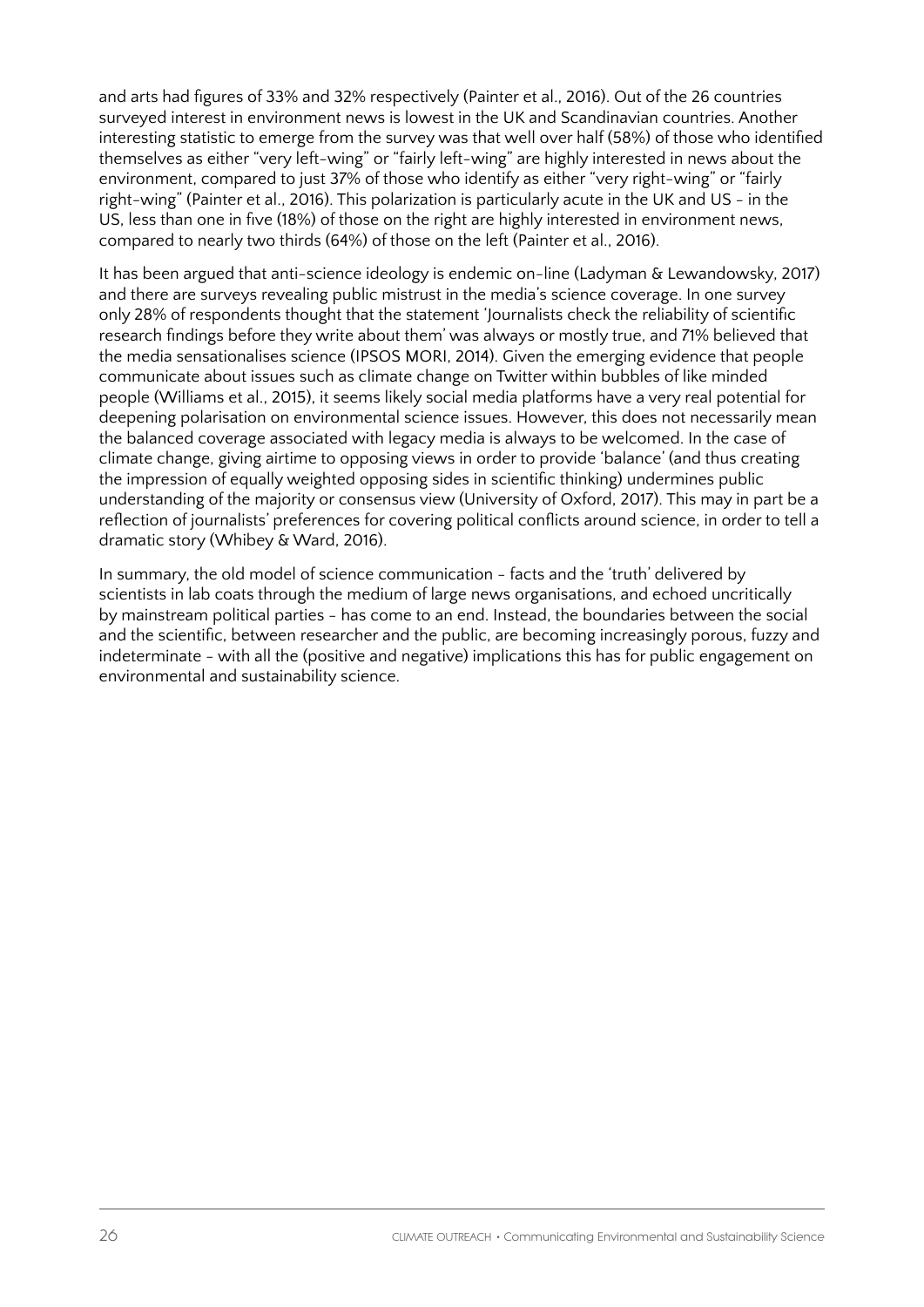and arts had figures of 33% and 32% respectively (Painter et al., 2016). Out of the 26 countries surveyed interest in environment news is lowest in the UK and Scandinavian countries. Another interesting statistic to emerge from the survey was that well over half (58%) of those who identified themselves as either "very left-wing" or "fairly left-wing" are highly interested in news about the environment, compared to just 37% of those who identify as either "very right-wing" or "fairly right-wing" (Painter et al., 2016). This polarization is particularly acute in the UK and US - in the US, less than one in five (18%) of those on the right are highly interested in environment news, compared to nearly two thirds (64%) of those on the left (Painter et al., 2016).

It has been argued that anti-science ideology is endemic on-line (Ladyman & Lewandowsky, 2017) and there are surveys revealing public mistrust in the media's science coverage. In one survey only 28% of respondents thought that the statement 'Journalists check the reliability of scientific research findings before they write about them' was always or mostly true, and 71% believed that the media sensationalises science (IPSOS MORI, 2014). Given the emerging evidence that people communicate about issues such as climate change on Twitter within bubbles of like minded people (Williams et al., 2015), it seems likely social media platforms have a very real potential for deepening polarisation on environmental science issues. However, this does not necessarily mean the balanced coverage associated with legacy media is always to be welcomed. In the case of climate change, giving airtime to opposing views in order to provide 'balance' (and thus creating the impression of equally weighted opposing sides in scientific thinking) undermines public understanding of the majority or consensus view (University of Oxford, 2017). This may in part be a reflection of journalists' preferences for covering political conflicts around science, in order to tell a dramatic story (Whibey & Ward, 2016).

In summary, the old model of science communication - facts and the 'truth' delivered by scientists in lab coats through the medium of large news organisations, and echoed uncritically by mainstream political parties - has come to an end. Instead, the boundaries between the social and the scientific, between researcher and the public, are becoming increasingly porous, fuzzy and indeterminate - with all the (positive and negative) implications this has for public engagement on environmental and sustainability science.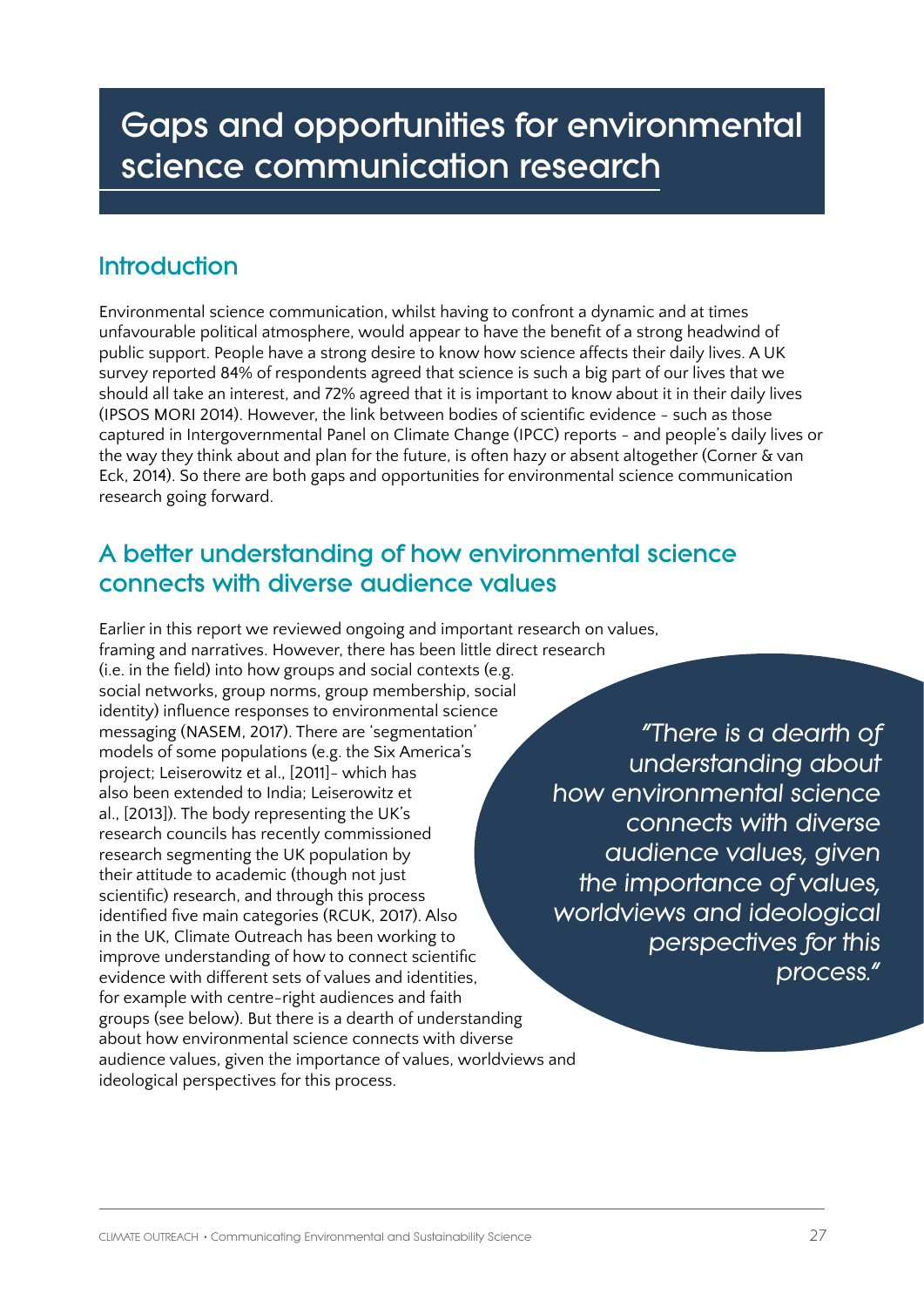# Gaps and opportunities for environmental science communication research

## Introduction

Environmental science communication, whilst having to confront a dynamic and at times unfavourable political atmosphere, would appear to have the benefit of a strong headwind of public support. People have a strong desire to know how science affects their daily lives. A UK survey reported 84% of respondents agreed that science is such a big part of our lives that we should all take an interest, and 72% agreed that it is important to know about it in their daily lives (IPSOS MORI 2014). However, the link between bodies of scientific evidence - such as those captured in Intergovernmental Panel on Climate Change (IPCC) reports - and people's daily lives or the way they think about and plan for the future, is often hazy or absent altogether (Corner & van Eck, 2014). So there are both gaps and opportunities for environmental science communication research going forward.

## A better understanding of how environmental science connects with diverse audience values

Earlier in this report we reviewed ongoing and important research on values, framing and narratives. However, there has been little direct research (i.e. in the field) into how groups and social contexts (e.g. social networks, group norms, group membership, social identity) influence responses to environmental science messaging (NASEM, 2017). There are 'segmentation' models of some populations (e.g. the Six America's project; Leiserowitz et al., [2011]- which has also been extended to India; Leiserowitz et al., [2013]). The body representing the UK's research councils has recently commissioned research segmenting the UK population by their attitude to academic (though not just scientific) research, and through this process identified five main categories (RCUK, 2017). Also in the UK, Climate Outreach has been working to improve understanding of how to connect scientific evidence with different sets of values and identities, for example with centre-right audiences and faith groups (see below). But there is a dearth of understanding about how environmental science connects with diverse audience values, given the importance of values, worldviews and ideological perspectives for this process.

> *"There is a dearth of understanding about how environmental science connects with diverse audience values, given the importance of values, worldviews and ideological perspectives for this process."*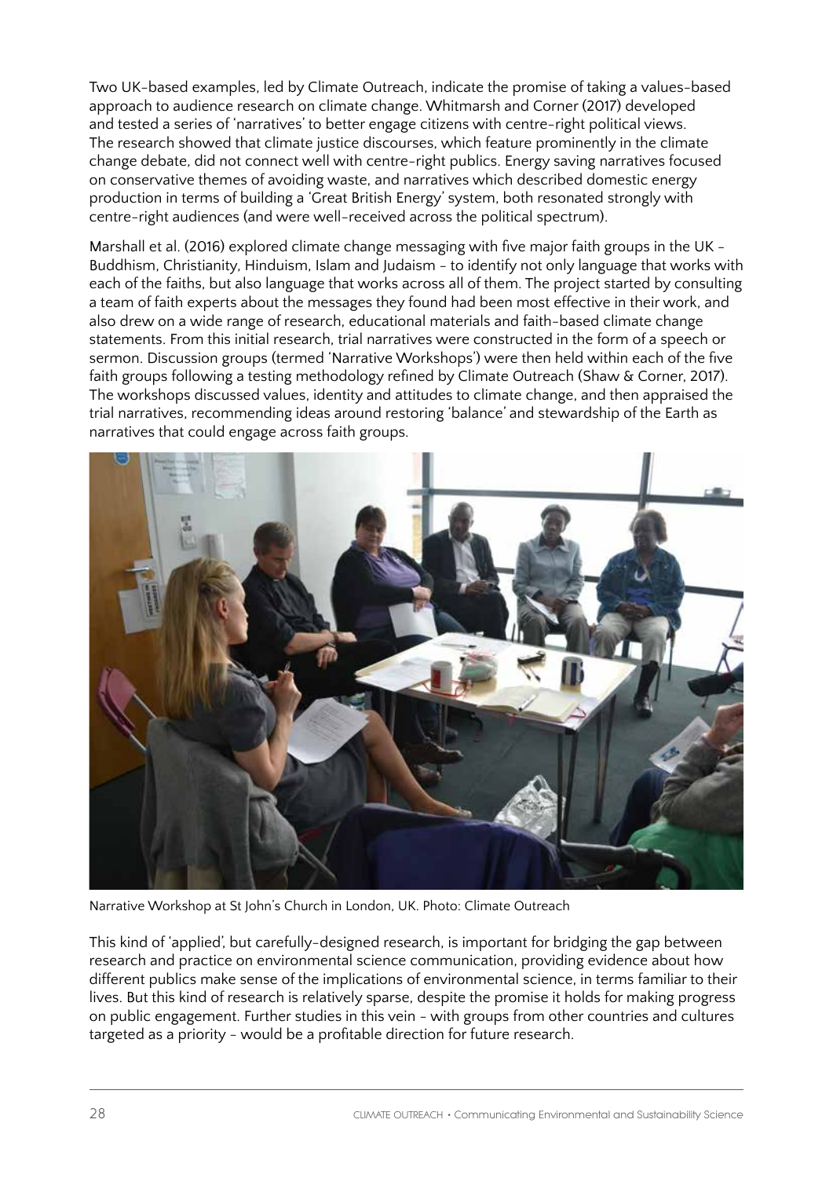Two UK-based examples, led by Climate Outreach, indicate the promise of taking a values-based approach to audience research on climate change. Whitmarsh and Corner (2017) developed and tested a series of 'narratives' to better engage citizens with centre-right political views. The research showed that climate justice discourses, which feature prominently in the climate change debate, did not connect well with centre-right publics. Energy saving narratives focused on conservative themes of avoiding waste, and narratives which described domestic energy production in terms of building a 'Great British Energy' system, both resonated strongly with centre-right audiences (and were well-received across the political spectrum).

Marshall et al. (2016) explored climate change messaging with five major faith groups in the UK - Buddhism, Christianity, Hinduism, Islam and Judaism - to identify not only language that works with each of the faiths, but also language that works across all of them. The project started by consulting a team of faith experts about the messages they found had been most effective in their work, and also drew on a wide range of research, educational materials and faith-based climate change statements. From this initial research, trial narratives were constructed in the form of a speech or sermon. Discussion groups (termed 'Narrative Workshops') were then held within each of the five faith groups following a testing methodology refined by Climate Outreach (Shaw & Corner, 2017). The workshops discussed values, identity and attitudes to climate change, and then appraised the trial narratives, recommending ideas around restoring 'balance' and stewardship of the Earth as narratives that could engage across faith groups.

Narrative Workshop at St John's Church in London, UK. Photo: Climate Outreach

This kind of 'applied', but carefully-designed research, is important for bridging the gap between research and practice on environmental science communication, providing evidence about how different publics make sense of the implications of environmental science, in terms familiar to their lives. But this kind of research is relatively sparse, despite the promise it holds for making progress on public engagement. Further studies in this vein - with groups from other countries and cultures targeted as a priority - would be a profitable direction for future research.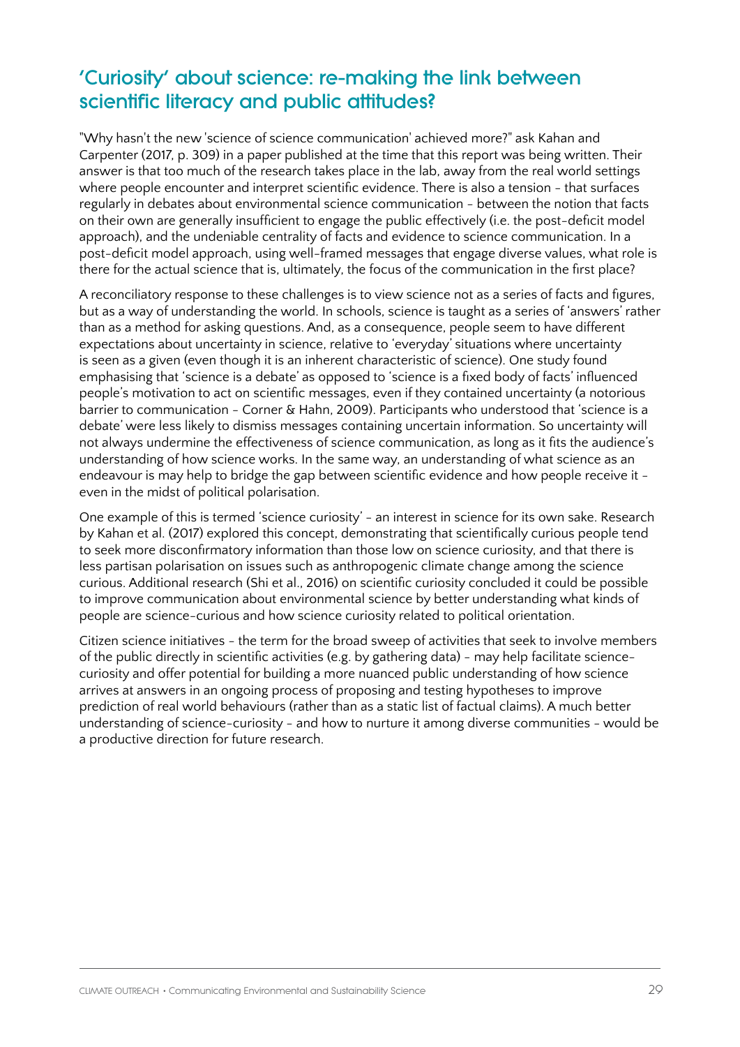## 'Curiosity' about science: re-making the link between scientific literacy and public attitudes?

"Why hasn't the new 'science of science communication' achieved more?" ask Kahan and Carpenter (2017, p. 309) in a paper published at the time that this report was being written. Their answer is that too much of the research takes place in the lab, away from the real world settings where people encounter and interpret scientific evidence. There is also a tension - that surfaces regularly in debates about environmental science communication - between the notion that facts on their own are generally insufficient to engage the public effectively (i.e. the post-deficit model approach), and the undeniable centrality of facts and evidence to science communication. In a post-deficit model approach, using well-framed messages that engage diverse values, what role is there for the actual science that is, ultimately, the focus of the communication in the first place?

A reconciliatory response to these challenges is to view science not as a series of facts and figures, but as a way of understanding the world. In schools, science is taught as a series of 'answers' rather than as a method for asking questions. And, as a consequence, people seem to have different expectations about uncertainty in science, relative to 'everyday' situations where uncertainty is seen as a given (even though it is an inherent characteristic of science). One study found emphasising that 'science is a debate' as opposed to 'science is a fixed body of facts' influenced people's motivation to act on scientific messages, even if they contained uncertainty (a notorious barrier to communication - Corner & Hahn, 2009). Participants who understood that 'science is a debate' were less likely to dismiss messages containing uncertain information. So uncertainty will not always undermine the effectiveness of science communication, as long as it fits the audience's understanding of how science works. In the same way, an understanding of what science as an endeavour is may help to bridge the gap between scientific evidence and how people receive it - even in the midst of political polarisation.

One example of this is termed 'science curiosity' - an interest in science for its own sake. Research by Kahan et al. (2017) explored this concept, demonstrating that scientifically curious people tend to seek more disconfirmatory information than those low on science curiosity, and that there is less partisan polarisation on issues such as anthropogenic climate change among the science curious. Additional research (Shi et al., 2016) on scientific curiosity concluded it could be possible to improve communication about environmental science by better understanding what kinds of people are science-curious and how science curiosity related to political orientation.

Citizen science initiatives - the term for the broad sweep of activities that seek to involve members of the public directly in scientific activities (e.g. by gathering data) - may help facilitate science-curiosity and offer potential for building a more nuanced public understanding of how science arrives at answers in an ongoing process of proposing and testing hypotheses to improve prediction of real world behaviours (rather than as a static list of factual claims). A much better understanding of science-curiosity - and how to nurture it among diverse communities - would be a productive direction for future research.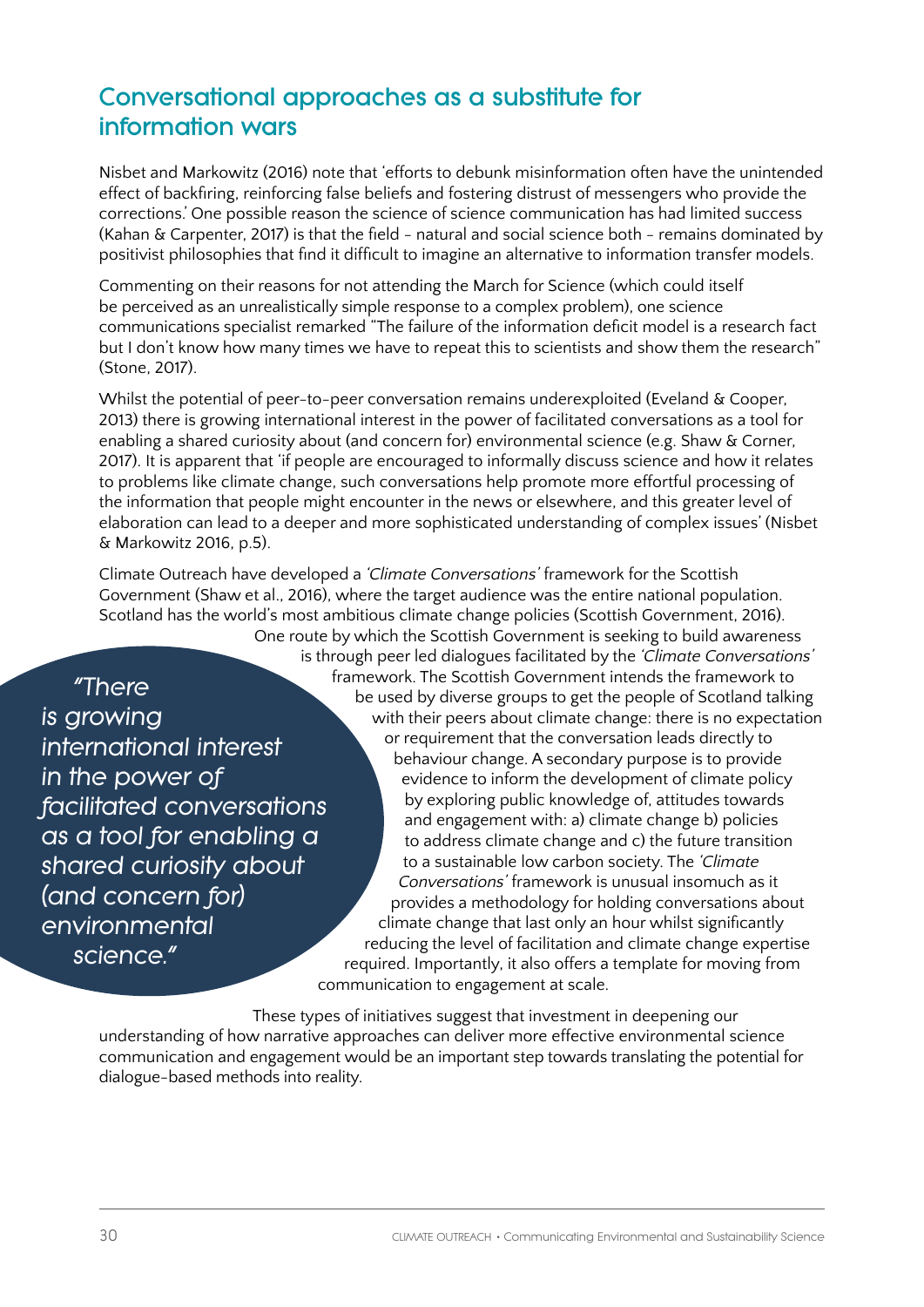## Conversational approaches as a substitute for information wars

Nisbet and Markowitz (2016) note that 'efforts to debunk misinformation often have the unintended effect of backfiring, reinforcing false beliefs and fostering distrust of messengers who provide the corrections.' One possible reason the science of science communication has had limited success (Kahan & Carpenter, 2017) is that the field - natural and social science both - remains dominated by positivist philosophies that find it difficult to imagine an alternative to information transfer models.

Commenting on their reasons for not attending the March for Science (which could itself be perceived as an unrealistically simple response to a complex problem), one science communications specialist remarked "The failure of the information deficit model is a research fact but I don't know how many times we have to repeat this to scientists and show them the research" (Stone, 2017).

Whilst the potential of peer-to-peer conversation remains underexploited (Eveland & Cooper, 2013) there is growing international interest in the power of facilitated conversations as a tool for enabling a shared curiosity about (and concern for) environmental science (e.g. Shaw & Corner, 2017). It is apparent that 'if people are encouraged to informally discuss science and how it relates to problems like climate change, such conversations help promote more effortful processing of the information that people might encounter in the news or elsewhere, and this greater level of elaboration can lead to a deeper and more sophisticated understanding of complex issues' (Nisbet & Markowitz 2016, p.5).

Climate Outreach have developed a *'Climate Conversations'* framework for the Scottish Government (Shaw et al., 2016), where the target audience was the entire national population. Scotland has the world's most ambitious climate change policies (Scottish Government, 2016). One route by which the Scottish Government is seeking to build awareness is through peer led dialogues facilitated by the *'Climate Conversations'* framework. The Scottish Government intends the framework to be used by diverse groups to get the people of Scotland talking with their peers about climate change: there is no expectation or requirement that the conversation leads directly to behaviour change. A secondary purpose is to provide evidence to inform the development of climate policy by exploring public knowledge of, attitudes towards and engagement with: a) climate change b) policies to address climate change and c) the future transition to a sustainable low carbon society. The *'Climate Conversations'* framework is unusual insomuch as it provides a methodology for holding conversations about climate change that last only an hour whilst significantly reducing the level of facilitation and climate change expertise required. Importantly, it also offers a template for moving from communication to engagement at scale.

> *"There is growing international interest in the power of facilitated conversations as a tool for enabling a shared curiosity about (and concern for) environmental science."*

These types of initiatives suggest that investment in deepening our understanding of how narrative approaches can deliver more effective environmental science communication and engagement would be an important step towards translating the potential for dialogue-based methods into reality.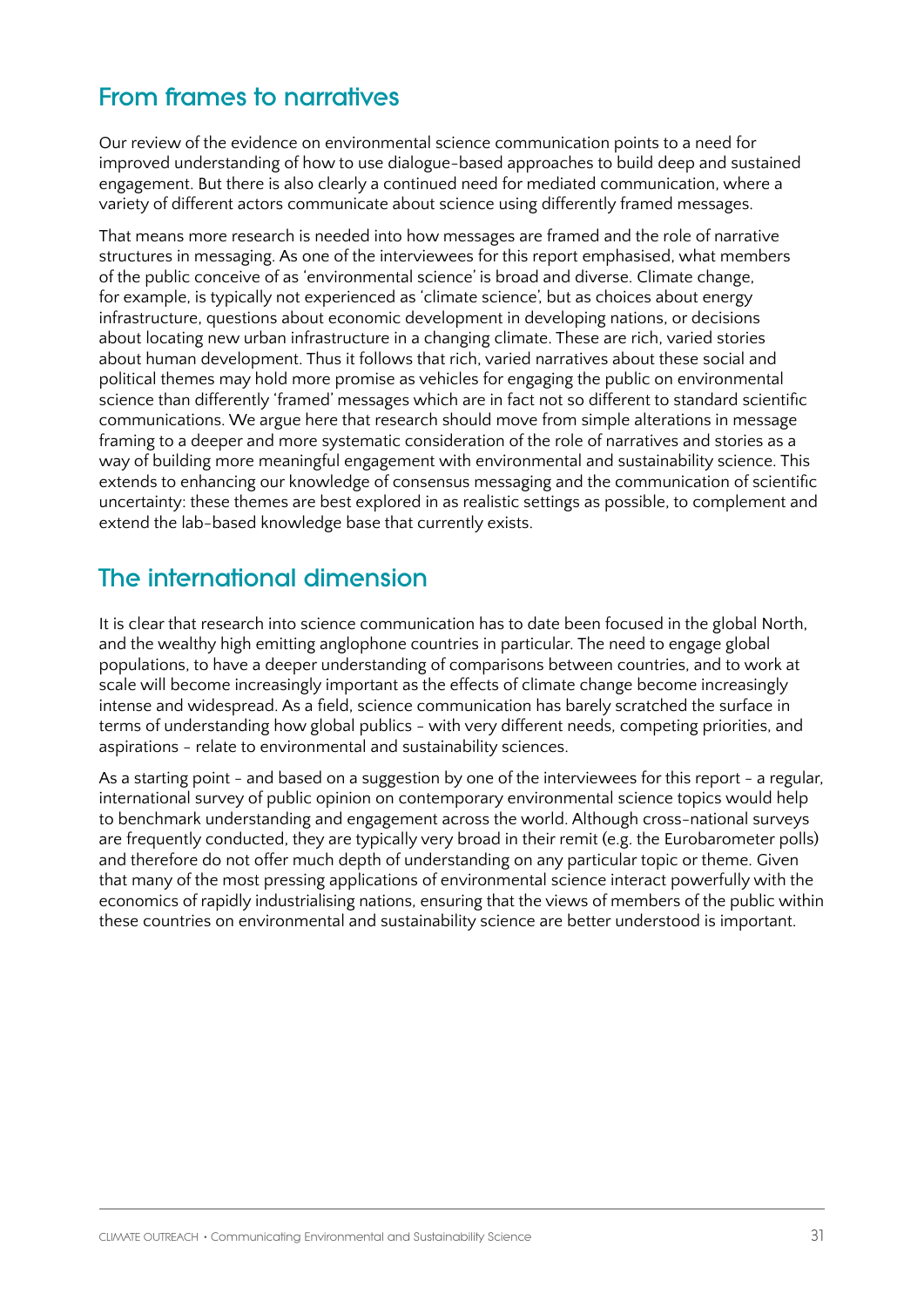## From frames to narratives

Our review of the evidence on environmental science communication points to a need for improved understanding of how to use dialogue-based approaches to build deep and sustained engagement. But there is also clearly a continued need for mediated communication, where a variety of different actors communicate about science using differently framed messages.

That means more research is needed into how messages are framed and the role of narrative structures in messaging. As one of the interviewees for this report emphasised, what members of the public conceive of as 'environmental science' is broad and diverse. Climate change, for example, is typically not experienced as 'climate science', but as choices about energy infrastructure, questions about economic development in developing nations, or decisions about locating new urban infrastructure in a changing climate. These are rich, varied stories about human development. Thus it follows that rich, varied narratives about these social and political themes may hold more promise as vehicles for engaging the public on environmental science than differently 'framed' messages which are in fact not so different to standard scientific communications. We argue here that research should move from simple alterations in message framing to a deeper and more systematic consideration of the role of narratives and stories as a way of building more meaningful engagement with environmental and sustainability science. This extends to enhancing our knowledge of consensus messaging and the communication of scientific uncertainty: these themes are best explored in as realistic settings as possible, to complement and extend the lab-based knowledge base that currently exists.

## The international dimension

It is clear that research into science communication has to date been focused in the global North, and the wealthy high emitting anglophone countries in particular. The need to engage global populations, to have a deeper understanding of comparisons between countries, and to work at scale will become increasingly important as the effects of climate change become increasingly intense and widespread. As a field, science communication has barely scratched the surface in terms of understanding how global publics - with very different needs, competing priorities, and aspirations - relate to environmental and sustainability sciences.

As a starting point - and based on a suggestion by one of the interviewees for this report - a regular, international survey of public opinion on contemporary environmental science topics would help to benchmark understanding and engagement across the world. Although cross-national surveys are frequently conducted, they are typically very broad in their remit (e.g. the Eurobarometer polls) and therefore do not offer much depth of understanding on any particular topic or theme. Given that many of the most pressing applications of environmental science interact powerfully with the economics of rapidly industrialising nations, ensuring that the views of members of the public within these countries on environmental and sustainability science are better understood is important.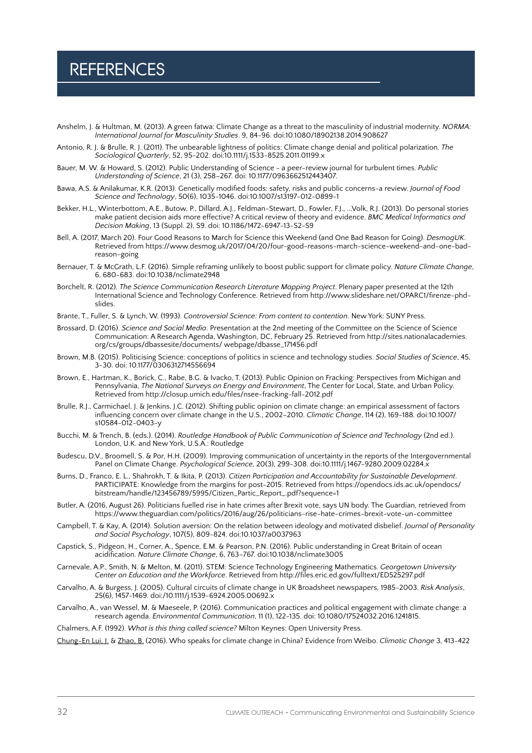# REFERENCES

Anshelm, J. & Hultman, M. (2013). A green fatwa: Climate Change as a threat to the masculinity of industrial modernity. *NORMA: International Journal for Masculinity Studies*. 9, 84-96. doi:10.1080/18902138.2014.908627

Antonio, R. J. & Brulle, R. J. (2011). The unbearable lightness of politics: Climate change denial and political polarization. *The Sociological Quarterly*, 52, 95-202. doi:10.1111/j.1533-8525.2011.01199.x

Bauer, M. W. & Howard, S. (2012). Public Understanding of Science - a peer-review journal for turbulent times. *Public Understanding of Science*, 21 (3), 258–267. doi: 10.1177/0963662512443407.

Bawa, A.S. & Anilakumar, K.R. (2013). Genetically modified foods: safety, risks and public concerns-a review. *Journal of Food Science and Technology*, 50(6), 1035-1046. doi:10.1007/s13197-012-0899-1

Bekker, H.L., Winterbottom, A.E., Butow, P., Dillard, A.J., Feldman-Stewart, D., Fowler, F.J., ...Volk, R.J. (2013). Do personal stories make patient decision aids more effective? A critical review of theory and evidence. *BMC Medical Informatics and Decision Making*, 13 (Suppl. 2), S9. doi: 10.1186/1472-6947-13-S2-S9

Bell, A. (2017, March 20). Four Good Reasons to March for Science this Weekend (and One Bad Reason for Going). *DesmogUK*. Retrieved from https://www.desmog.uk/2017/04/20/four-good-reasons-march-science-weekend-and-one-bad-reason-going

Bernauer, T. & McGrath, L.F. (2016). Simple reframing unlikely to boost public support for climate policy. *Nature Climate Change*, 6, 680-683. doi:10.1038/nclimate2948

Borchelt, R. (2012). *The Science Communication Research Literature Mapping Project*. Plenary paper presented at the 12th International Science and Technology Conference. Retrieved from http://www.slideshare.net/OPARC1/firenze-phd-slides.

Brante, T., Fuller, S. & Lynch, W. (1993). *Controversial Science: From content to contention*. New York: SUNY Press.

Brossard, D. (2016). *Science and Social Media*. Presentation at the 2nd meeting of the Committee on the Science of Science Communication: A Research Agenda, Washington, DC, February 25. Retrieved from http://sites.nationalacademies.org/cs/groups/dbassesite/documents/ webpage/dbasse_171456.pdf

Brown, M.B. (2015). Politicising Science: conceptions of politics in science and technology studies. *Social Studies of Science*, 45, 3-30. doi: 10.1177/0306312714556694

Brown, E., Hartman, K., Borick, C., Rabe, B.G. & Ivacko, T. (2013). Public Opinion on Fracking: Perspectives from Michigan and Pennsylvania, *The National Surveys on Energy and Environment*, The Center for Local, State, and Urban Policy. Retrieved from http://closup.umich.edu/files/nsee-fracking-fall-2012.pdf

Brulle, R.J., Carmichael, J. & Jenkins, J.C. (2012). Shifting public opinion on climate change: an empirical assessment of factors influencing concern over climate change in the U.S., 2002–2010. *Climatic Change*, 114 (2), 169-188. doi:10.1007/s10584-012-0403-y

Bucchi, M. & Trench, B. (eds.). (2014). *Routledge Handbook of Public Communication of Science and Technology* (2nd ed.). London, U.K. and New York, U.S.A.: Routledge

Budescu, D.V., Broomell, S. & Por, H.H. (2009). Improving communication of uncertainty in the reports of the Intergovernmental Panel on Climate Change. *Psychological Science*, 20(3), 299-308. doi:10.1111/j.1467-9280.2009.02284.x

Burns, D., Franco, E. L., Shahrokh, T. & Ikita, P. (2013). *Citizen Participation and Accountability for Sustainable Development*. PARTICIPATE: Knowledge from the margins for post-2015. Retrieved from https://opendocs.ids.ac.uk/opendocs/bitstream/handle/123456789/5995/Citizen_Partic_Report_.pdf?sequence=1

Butler, A. (2016, August 26). Politicians fuelled rise in hate crimes after Brexit vote, says UN body. The Guardian, retrieved from https://www.theguardian.com/politics/2016/aug/26/politicians-rise-hate-crimes-brexit-vote-un-committee

Campbell, T. & Kay, A. (2014). Solution aversion: On the relation between ideology and motivated disbelief. *Journal of Personality and Social Psychology*, 107(5), 809-824. doi:10.1037/a0037963

Capstick, S., Pidgeon, H., Corner, A., Spence, E.M. & Pearson, P.N. (2016). Public understanding in Great Britain of ocean acidification. *Nature Climate Change*, 6, 763-767. doi:10.1038/nclimate3005

Carnevale, A.P., Smith, N. & Melton, M. (2011). STEM: Science Technology Engineering Mathematics. *Georgetown University Center on Education and the Workforce*. Retrieved from http://files.eric.ed.gov/fulltext/ED525297.pdf

Carvalho, A. & Burgess, J. (2005). Cultural circuits of climate change in UK Broadsheet newspapers, 1985-2003. *Risk Analysis*, 25(6), 1457-1469. doi:/10.1111/j.1539-6924.2005.00692.x

Carvalho, A., van Wessel, M. & Maeseele, P. (2016). Communication practices and political engagement with climate change: a research agenda. *Environmental Communication*, 11 (1), 122-135. doi: 10.1080/17524032.2016.1241815.

Chalmers, A.F. (1992). *What is this thing called science?* Milton Keynes: Open University Press.

Chung-En Lui, J. & Zhao, B. (2016). Who speaks for climate change in China? Evidence from Weibo. *Climatic Change* 3, 413-422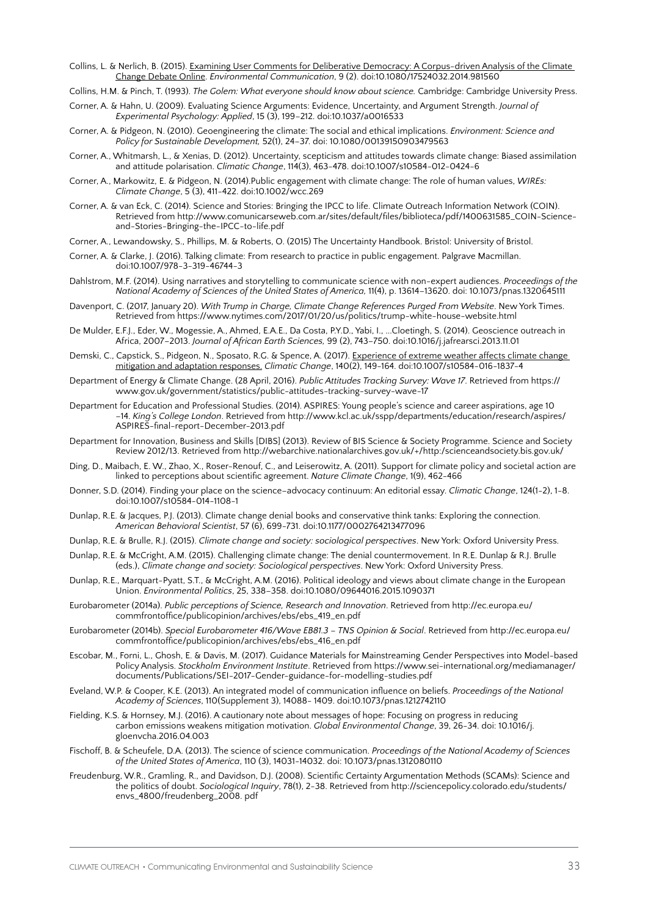Collins, L. & Nerlich, B. (2015). Examining User Comments for Deliberative Democracy: A Corpus-driven Analysis of the Climate Change Debate Online. *Environmental Communication*, 9 (2). doi:10.1080/17524032.2014.981560

Collins, H.M. & Pinch, T. (1993). *The Golem: What everyone should know about science.* Cambridge: Cambridge University Press.

Corner, A. & Hahn, U. (2009). Evaluating Science Arguments: Evidence, Uncertainty, and Argument Strength. *Journal of Experimental Psychology: Applied*, 15 (3), 199–212. doi:10.1037/a0016533

Corner, A. & Pidgeon, N. (2010). Geoengineering the climate: The social and ethical implications. *Environment: Science and Policy for Sustainable Development,* 52(1), 24–37. doi: 10.1080/00139150903479563

Corner, A., Whitmarsh, L., & Xenias, D. (2012). Uncertainty, scepticism and attitudes towards climate change: Biased assimilation and attitude polarisation. *Climatic Change*, 114(3), 463-478. doi:10.1007/s10584-012-0424-6

Corner, A., Markowitz, E. & Pidgeon, N. (2014).Public engagement with climate change: The role of human values, *WIREs: Climate Change*, 5 (3), 411-422. doi:10.1002/wcc.269

Corner, A. & van Eck, C. (2014). Science and Stories: Bringing the IPCC to life. Climate Outreach Information Network (COIN). Retrieved from http://www.comunicarseweb.com.ar/sites/default/files/biblioteca/pdf/1400631585_COIN-Science-and-Stories-Bringing-the-IPCC-to-life.pdf

Corner, A., Lewandowsky, S., Phillips, M. & Roberts, O. (2015) The Uncertainty Handbook. Bristol: University of Bristol.

Corner, A. & Clarke, J. (2016). Talking climate: From research to practice in public engagement. Palgrave Macmillan. doi:10.1007/978-3-319-46744-3

Dahlstrom, M.F. (2014). Using narratives and storytelling to communicate science with non-expert audiences. *Proceedings of the National Academy of Sciences of the United States of America,* 11(4), p. 13614–13620. doi: 10.1073/pnas.1320645111

Davenport, C. (2017, January 20). *With Trump in Charge, Climate Change References Purged From Website*. New York Times. Retrieved from https://www.nytimes.com/2017/01/20/us/politics/trump-white-house-website.html

De Mulder, E.F.J., Eder, W., Mogessie, A., Ahmed, E.A.E., Da Costa, P.Y.D., Yabi, I., …Cloetingh, S. (2014). Geoscience outreach in Africa, 2007–2013. *Journal of African Earth Sciences,* 99 (2), 743–750. doi:10.1016/j.jafrearsci.2013.11.01

Demski, C., Capstick, S., Pidgeon, N., Sposato, R.G. & Spence, A. (2017). Experience of extreme weather affects climate change mitigation and adaptation responses. *Climatic Change*, 140(2), 149-164. doi:10.1007/s10584-016-1837-4

Department of Energy & Climate Change. (28 April, 2016). *Public Attitudes Tracking Survey: Wave 17*. Retrieved from https://www.gov.uk/government/statistics/public-attitudes-tracking-survey-wave-17

Department for Education and Professional Studies. (2014). ASPIRES: Young people's science and career aspirations, age 10 –14. *King's College London*. Retrieved from http://www.kcl.ac.uk/sspp/departments/education/research/aspires/ASPIRES-final-report-December-2013.pdf

Department for Innovation, Business and Skills [DIBS] (2013). Review of BIS Science & Society Programme. Science and Society Review 2012/13. Retrieved from http://webarchive.nationalarchives.gov.uk/+/http:/scienceandsociety.bis.gov.uk/

Ding, D., Maibach, E. W., Zhao, X., Roser-Renouf, C., and Leiserowitz, A. (2011). Support for climate policy and societal action are linked to perceptions about scientific agreement. *Nature Climate Change*, 1(9), 462-466

Donner, S.D. (2014). Finding your place on the science–advocacy continuum: An editorial essay. *Climatic Change*, 124(1-2), 1-8. doi:10.1007/s10584-014-1108-1

Dunlap, R.E. & Jacques, P.J. (2013). Climate change denial books and conservative think tanks: Exploring the connection. *American Behavioral Scientist*, 57 (6), 699-731. doi:10.1177/0002764213477096

Dunlap, R.E. & Brulle, R.J. (2015). *Climate change and society: sociological perspectives*. New York: Oxford University Press.

Dunlap, R.E. & McCright, A.M. (2015). Challenging climate change: The denial countermovement. In R.E. Dunlap & R.J. Brulle (eds.), *Climate change and society: Sociological perspectives*. New York: Oxford University Press.

Dunlap, R.E., Marquart-Pyatt, S.T., & McCright, A.M. (2016). Political ideology and views about climate change in the European Union. *Environmental Politics*, 25, 338–358. doi:10.1080/09644016.2015.1090371

Eurobarometer (2014a). *Public perceptions of Science, Research and Innovation*. Retrieved from http://ec.europa.eu/commfrontoffice/publicopinion/archives/ebs/ebs_419_en.pdf

Eurobarometer (2014b). *Special Eurobarometer 416/Wave EB81.3 – TNS Opinion & Social*. Retrieved from http://ec.europa.eu/commfrontoffice/publicopinion/archives/ebs/ebs_416_en.pdf

Escobar, M., Forni, L., Ghosh, E. & Davis, M. (2017). Guidance Materials for Mainstreaming Gender Perspectives into Model-based Policy Analysis. *Stockholm Environment Institute*. Retrieved from https://www.sei-international.org/mediamanager/documents/Publications/SEI-2017-Gender-guidance-for-modelling-studies.pdf

Eveland, W.P. & Cooper, K.E. (2013). An integrated model of communication influence on beliefs. *Proceedings of the National Academy of Sciences*, 110(Supplement 3), 14088- 1409. doi:10.1073/pnas.1212742110

Fielding, K.S. & Hornsey, M.J. (2016). A cautionary note about messages of hope: Focusing on progress in reducing carbon emissions weakens mitigation motivation. *Global Environmental Change*, 39, 26-34. doi: 10.1016/j.gloenvcha.2016.04.003

Fischoff, B. & Scheufele, D.A. (2013). The science of science communication. *Proceedings of the National Academy of Sciences of the United States of America*, 110 (3), 14031-14032. doi: 10.1073/pnas.1312080110

Freudenburg, W.R., Gramling, R., and Davidson, D.J. (2008). Scientific Certainty Argumentation Methods (SCAMs): Science and the politics of doubt. *Sociological Inquiry*, 78(1), 2-38. Retrieved from http://sciencepolicy.colorado.edu/students/envs_4800/freudenberg_2008. pdf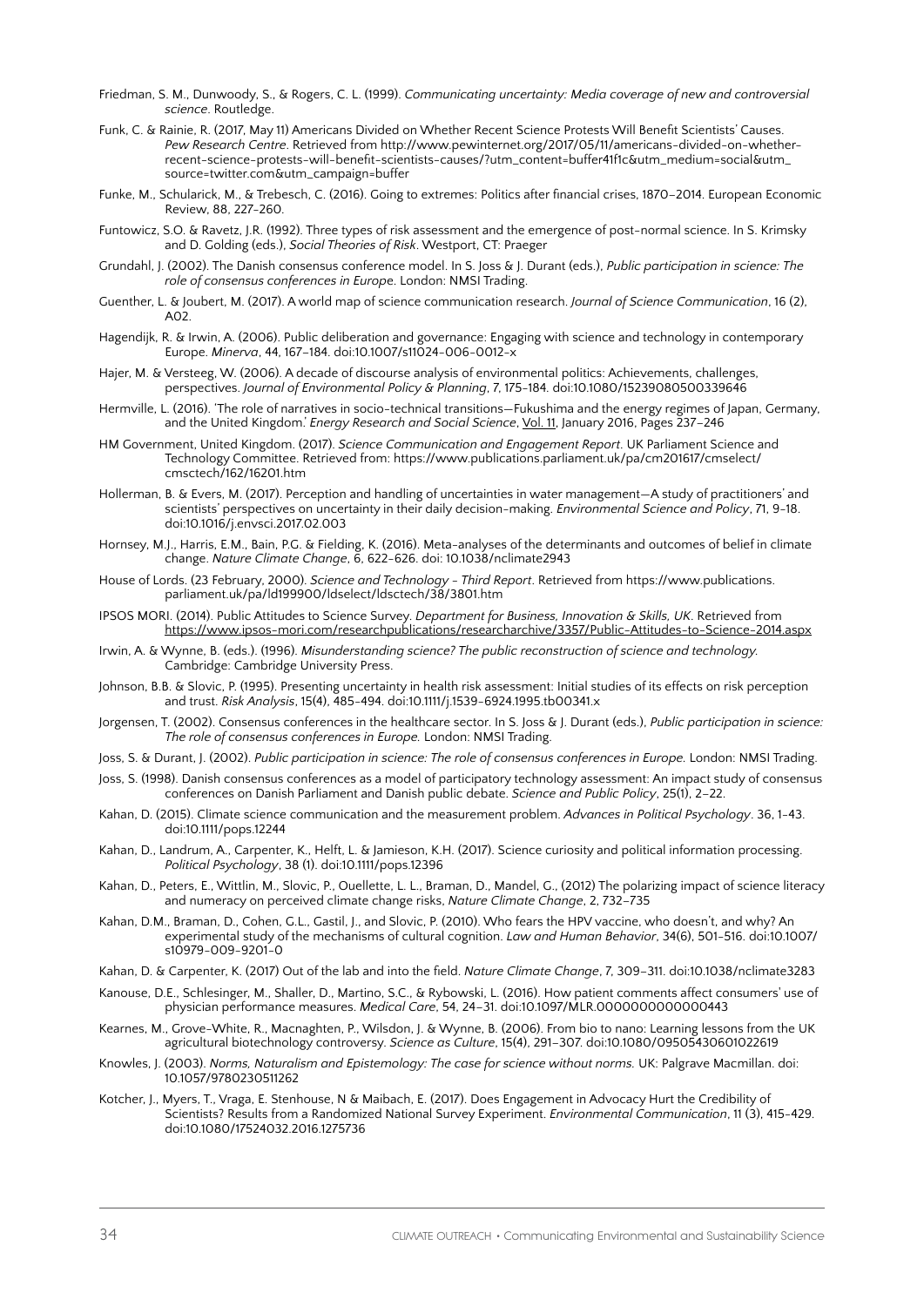Friedman, S. M., Dunwoody, S., & Rogers, C. L. (1999). *Communicating uncertainty: Media coverage of new and controversial science*. Routledge.

Funk, C. & Rainie, R. (2017, May 11) Americans Divided on Whether Recent Science Protests Will Benefit Scientists' Causes. *Pew Research Centre*. Retrieved from http://www.pewinternet.org/2017/05/11/americans-divided-on-whether-recent-science-protests-will-benefit-scientists-causes/?utm_content=buffer41f1c&utm_medium=social&utm_source=twitter.com&utm_campaign=buffer

Funke, M., Schularick, M., & Trebesch, C. (2016). Going to extremes: Politics after financial crises, 1870–2014. European Economic Review, 88, 227-260.

Funtowicz, S.O. & Ravetz, J.R. (1992). Three types of risk assessment and the emergence of post-normal science. In S. Krimsky and D. Golding (eds.), *Social Theories of Risk*. Westport, CT: Praeger

Grundahl, J. (2002). The Danish consensus conference model. In S. Joss & J. Durant (eds.), *Public participation in science: The role of consensus conferences in Europe*. London: NMSI Trading.

Guenther, L. & Joubert, M. (2017). A world map of science communication research. *Journal of Science Communication*, 16 (2), A02.

Hagendijk, R. & Irwin, A. (2006). Public deliberation and governance: Engaging with science and technology in contemporary Europe. *Minerva*, 44, 167–184. doi:10.1007/s11024-006-0012-x

Hajer, M. & Versteeg, W. (2006). A decade of discourse analysis of environmental politics: Achievements, challenges, perspectives. *Journal of Environmental Policy & Planning*, 7, 175–184. doi:10.1080/15239080500339646

Hermville, L. (2016). 'The role of narratives in socio-technical transitions—Fukushima and the energy regimes of Japan, Germany, and the United Kingdom.' *Energy Research and Social Science*, Vol. 11, January 2016, Pages 237–246

HM Government, United Kingdom. (2017). *Science Communication and Engagement Report*. UK Parliament Science and Technology Committee. Retrieved from: https://www.publications.parliament.uk/pa/cm201617/cmselect/cmsctech/162/16201.htm

Hollerman, B. & Evers, M. (2017). Perception and handling of uncertainties in water management—A study of practitioners' and scientists' perspectives on uncertainty in their daily decision-making. *Environmental Science and Policy*, 71, 9-18. doi:10.1016/j.envsci.2017.02.003

Hornsey, M.J., Harris, E.M., Bain, P.G. & Fielding, K. (2016). Meta-analyses of the determinants and outcomes of belief in climate change. *Nature Climate Change*, 6, 622-626. doi: 10.1038/nclimate2943

House of Lords. (23 February, 2000). *Science and Technology - Third Report*. Retrieved from https://www.publications.parliament.uk/pa/ld199900/ldselect/ldsctech/38/3801.htm

IPSOS MORI. (2014). Public Attitudes to Science Survey. *Department for Business, Innovation & Skills, UK*. Retrieved from https://www.ipsos-mori.com/researchpublications/researcharchive/3357/Public-Attitudes-to-Science-2014.aspx

Irwin, A. & Wynne, B. (eds.). (1996). *Misunderstanding science? The public reconstruction of science and technology*. Cambridge: Cambridge University Press.

Johnson, B.B. & Slovic, P. (1995). Presenting uncertainty in health risk assessment: Initial studies of its effects on risk perception and trust. *Risk Analysis*, 15(4), 485-494. doi:10.1111/j.1539-6924.1995.tb00341.x

Jorgensen, T. (2002). Consensus conferences in the healthcare sector. In S. Joss & J. Durant (eds.), *Public participation in science: The role of consensus conferences in Europe.* London: NMSI Trading.

Joss, S. & Durant, J. (2002). *Public participation in science: The role of consensus conferences in Europe.* London: NMSI Trading.

Joss, S. (1998). Danish consensus conferences as a model of participatory technology assessment: An impact study of consensus conferences on Danish Parliament and Danish public debate. *Science and Public Policy*, 25(1), 2–22.

Kahan, D. (2015). Climate science communication and the measurement problem. *Advances in Political Psychology*. 36, 1-43. doi:10.1111/pops.12244

Kahan, D., Landrum, A., Carpenter, K., Helft, L. & Jamieson, K.H. (2017). Science curiosity and political information processing. *Political Psychology*, 38 (1). doi:10.1111/pops.12396

Kahan, D., Peters, E., Wittlin, M., Slovic, P., Ouellette, L. L., Braman, D., Mandel, G., (2012) The polarizing impact of science literacy and numeracy on perceived climate change risks, *Nature Climate Change*, 2, 732–735

Kahan, D.M., Braman, D., Cohen, G.L., Gastil, J., and Slovic, P. (2010). Who fears the HPV vaccine, who doesn't, and why? An experimental study of the mechanisms of cultural cognition. *Law and Human Behavior*, 34(6), 501–516. doi:10.1007/s10979-009-9201-0

Kahan, D. & Carpenter, K. (2017) Out of the lab and into the field. *Nature Climate Change*, 7, 309–311. doi:10.1038/nclimate3283

Kanouse, D.E., Schlesinger, M., Shaller, D., Martino, S.C., & Rybowski, L. (2016). How patient comments affect consumers' use of physician performance measures. *Medical Care*, 54, 24–31. doi:10.1097/MLR.0000000000000443

Kearnes, M., Grove-White, R., Macnaghten, P., Wilsdon, J. & Wynne, B. (2006). From bio to nano: Learning lessons from the UK agricultural biotechnology controversy. *Science as Culture*, 15(4), 291–307. doi:10.1080/09505430601022619

Knowles, J. (2003). *Norms, Naturalism and Epistemology: The case for science without norms.* UK: Palgrave Macmillan. doi: 10.1057/9780230511262

Kotcher, J., Myers, T., Vraga, E. Stenhouse, N & Maibach, E. (2017). Does Engagement in Advocacy Hurt the Credibility of Scientists? Results from a Randomized National Survey Experiment. *Environmental Communication*, 11 (3), 415-429. doi:10.1080/17524032.2016.1275736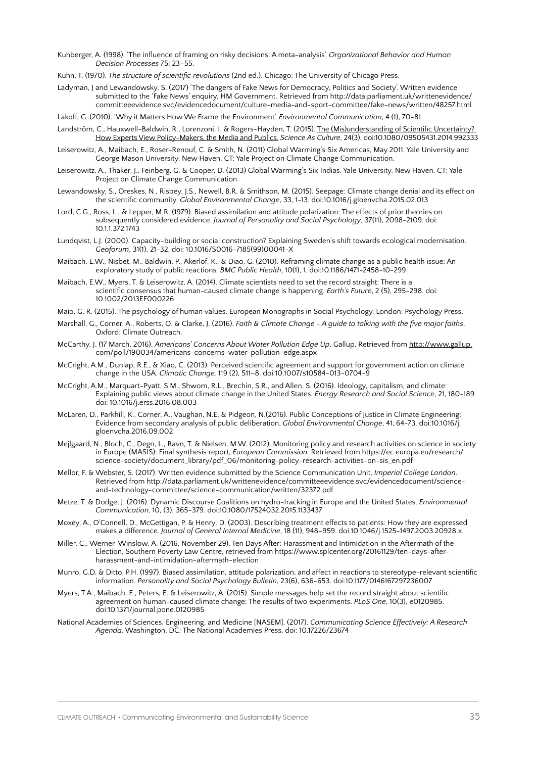Kuhberger, A. (1998). 'The influence of framing on risky decisions: A meta-analysis'. *Organizational Behavior and Human Decision Processes* 75: 23–55.

Kuhn, T. (1970). *The structure of scientific revolutions* (2nd ed.). Chicago: The University of Chicago Press.

Ladyman, J and Lewandowsky, S. (2017) 'The dangers of Fake News for Democracy, Politics and Society'. Written evidence submitted to the 'Fake News' enquiry, HM Government. Retrieved from http://data.parliament.uk/writtenevidence/committeeevidence.svc/evidencedocument/culture-media-and-sport-committee/fake-news/written/48257.html

Lakoff, G. (2010). 'Why it Matters How We Frame the Environment'. *Environmental Communication*, 4 (1), 70-81.

Landström, C., Hauxwell-Baldwin, R., Lorenzoni, I. & Rogers-Hayden, T. (2015). The (Mis)understanding of Scientific Uncertainty? How Experts View Policy-Makers, the Media and Publics. *Science As Culture*, 24(3). doi:10.1080/09505431.2014.992333

Leiserowitz, A., Maibach, E., Roser-Renouf, C. & Smith, N. (2011) Global Warming's Six Americas, May 2011. Yale University and George Mason University. New Haven, CT: Yale Project on Climate Change Communication.

Leiserowitz, A., Thaker, J., Feinberg, G. & Cooper, D. (2013) Global Warming's Six Indias. Yale University. New Haven, CT: Yale Project on Climate Change Communication.

Lewandowsky, S., Oreskes, N., Risbey, J.S., Newell, B.R. & Smithson, M. (2015). Seepage: Climate change denial and its effect on the scientific community. *Global Environmental Change*, 33, 1-13. doi:10.1016/j.gloenvcha.2015.02.013

Lord, C.G., Ross, L., & Lepper, M.R. (1979). Biased assimilation and attitude polarization: The effects of prior theories on subsequently considered evidence. *Journal of Personality and Social Psychology*, 37(11), 2098-2109. doi: 10.1.1.372.1743

Lundqvist, L.J. (2000). Capacity-building or social construction? Explaining Sweden's shift towards ecological modernisation. *Geoforum*, 31(1), 21-32. doi: 10.1016/S0016-7185(99)00041-X

Maibach, E.W., Nisbet, M., Baldwin, P., Akerlof, K., & Diao, G. (2010). Reframing climate change as a public health issue: An exploratory study of public reactions. *BMC Public Health*, 10(1), 1. doi:10.1186/1471-2458-10-299

Maibach, E.W., Myers, T. & Leiserowitz, A. (2014). Climate scientists need to set the record straight: There is a scientific consensus that human-caused climate change is happening. *Earth's Future*, 2 (5), 295-298. doi: 10.1002/2013EF000226

Maio, G. R. (2015). The psychology of human values. European Monographs in Social Psychology. London: Psychology Press.

Marshall, G., Corner, A., Roberts, O. & Clarke, J. (2016). *Faith & Climate Change - A guide to talking with the five major faiths*. Oxford: Climate Outreach.

McCarthy, J. (17 March, 2016). *Americans' Concerns About Water Pollution Edge Up*. Gallup. Retrieved from http://www.gallup.com/poll/190034/americans-concerns-water-pollution-edge.aspx

McCright, A.M., Dunlap, R.E., & Xiao, C. (2013). Perceived scientific agreement and support for government action on climate change in the USA. *Climatic Change*, 119 (2), 511–8. doi:10.1007/s10584-013-0704-9

McCright, A.M., Marquart-Pyatt, S M., Shwom, R.L., Brechin, S.R., and Allen, S. (2016). Ideology, capitalism, and climate: Explaining public views about climate change in the United States. *Energy Research and Social Science*, 21, 180-189. doi: 10.1016/j.erss.2016.08.003

McLaren, D., Parkhill, K., Corner, A., Vaughan, N.E. & Pidgeon, N.(2016). Public Conceptions of Justice in Climate Engineering: Evidence from secondary analysis of public deliberation, *Global Environmental Change*, 41, 64-73. doi:10.1016/j.gloenvcha.2016.09.002

Mejlgaard, N., Bloch, C., Degn, L., Ravn, T. & Nielsen, M.W. (2012). Monitoring policy and research activities on science in society in Europe (MASIS): Final synthesis report, *European Commission*. Retrieved from https://ec.europa.eu/research/science-society/document_library/pdf_06/monitoring-policy-research-activities-on-sis_en.pdf

Mellor, F. & Webster, S. (2017). Written evidence submitted by the Science Communication Unit, *Imperial College London*. Retrieved from http://data.parliament.uk/writtenevidence/committeeevidence.svc/evidencedocument/science-and-technology-committee/science-communication/written/32372.pdf

Metze, T. & Dodge, J. (2016). Dynamic Discourse Coalitions on hydro-fracking in Europe and the United States. *Environmental Communication*, 10, (3), 365-379. doi:10.1080/17524032.2015.1133437

Moxey, A., O'Connell, D., McGettigan, P. & Henry, D. (2003). Describing treatment effects to patients: How they are expressed makes a difference. *Journal of General Internal Medicine*, 18 (11), 948–959. doi:10.1046/j.1525-1497.2003.20928.x.

Miller, C., Werner-Winslow, A. (2016, November 29). Ten Days After: Harassment and Intimidation in the Aftermath of the Election, Southern Poverty Law Centre, retrieved from https://www.splcenter.org/20161129/ten-days-after-harassment-and-intimidation-aftermath-election

Munro, G.D. & Ditto, P.H. (1997). Biased assimilation, attitude polarization, and affect in reactions to stereotype-relevant scientific information. *Personality and Social Psychology Bulletin*, 23(6), 636-653. doi:10.1177/0146167297236007

Myers, T.A., Maibach, E., Peters, E. & Leiserowitz, A. (2015). Simple messages help set the record straight about scientific agreement on human-caused climate change: The results of two experiments. *PLoS One*, 10(3), e0120985. doi:10.1371/journal.pone.0120985

National Academies of Sciences, Engineering, and Medicine [NASEM]. (2017). *Communicating Science Effectively: A Research Agenda*. Washington, DC: The National Academies Press. doi: 10.17226/23674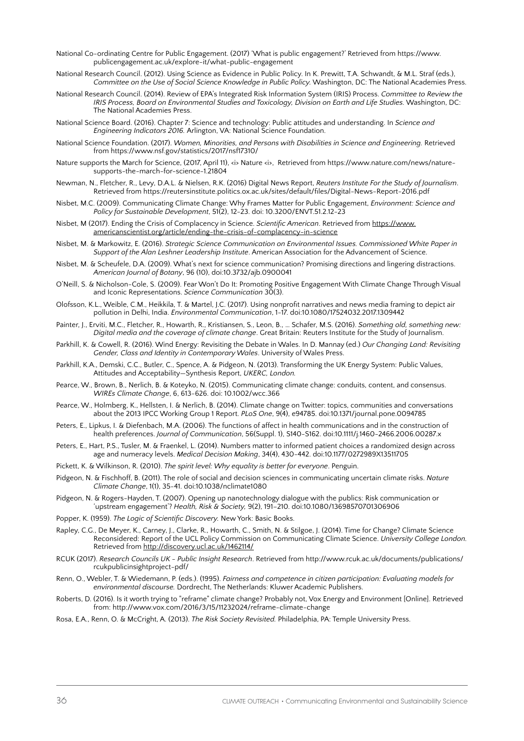National Co-ordinating Centre for Public Engagement. (2017) 'What is public engagement?' Retrieved from https://www.publicengagement.ac.uk/explore-it/what-public-engagement

National Research Council. (2012). Using Science as Evidence in Public Policy. In K. Prewitt, T.A. Schwandt, & M.L. Straf (eds.), *Committee on the Use of Social Science Knowledge in Public Policy.* Washington, DC: The National Academies Press.

National Research Council. (2014). Review of EPA's Integrated Risk Information System (IRIS) Process. *Committee to Review the IRIS Process, Board on Environmental Studies and Toxicology, Division on Earth and Life Studies.* Washington, DC: The National Academies Press.

National Science Board. (2016). Chapter 7: Science and technology: Public attitudes and understanding. In *Science and Engineering Indicators 2016.* Arlington, VA: National Science Foundation.

National Science Foundation. (2017). *Women, Minorities, and Persons with Disabilities in Science and Engineering.* Retrieved from https://www.nsf.gov/statistics/2017/nsf17310/

Nature supports the March for Science, (2017, April 11), <i> Nature <i>, Retrieved from https://www.nature.com/news/nature-supports-the-march-for-science-1.21804

Newman, N., Fletcher, R., Levy, D.A.L. & Nielsen, R.K. (2016) Digital News Report, *Reuters Institute For the Study of Journalism*. Retrieved from https://reutersinstitute.politics.ox.ac.uk/sites/default/files/Digital-News-Report-2016.pdf

Nisbet, M.C. (2009). Communicating Climate Change: Why Frames Matter for Public Engagement, *Environment: Science and Policy for Sustainable Development*, 51(2), 12-23. doi: 10.3200/ENVT.51.2.12-23

Nisbet, M (2017). Ending the Crisis of Complacency in Science. *Scientific American*. Retrieved from https://www.americanscientist.org/article/ending-the-crisis-of-complacency-in-science

Nisbet, M. & Markowitz, E. (2016). *Strategic Science Communication on Environmental Issues. Commissioned White Paper in Support of the Alan Leshner Leadership Institute*. American Association for the Advancement of Science.

Nisbet, M. & Scheufele, D.A. (2009). What's next for science communication? Promising directions and lingering distractions. *American Journal of Botany*, 96 (10), doi:10.3732/ajb.0900041

O'Neill, S. & Nicholson-Cole, S. (2009). Fear Won't Do It: Promoting Positive Engagement With Climate Change Through Visual and Iconic Representations. *Science Communication* 30(3).

Olofsson, K.L., Weible, C.M., Heikkila, T. & Martel, J.C. (2017). Using nonprofit narratives and news media framing to depict air pollution in Delhi, India. *Environmental Communication*, 1-17. doi:10.1080/17524032.2017.1309442

Painter, J., Erviti, M.C., Fletcher, R., Howarth, R., Kristiansen, S., Leon, B., ... Schafer, M.S. (2016). *Something old, something new: Digital media and the coverage of climate change*. Great Britain: Reuters Institute for the Study of Journalism.

Parkhill, K. & Cowell, R. (2016). Wind Energy: Revisiting the Debate in Wales. In D. Mannay (ed.) *Our Changing Land: Revisiting Gender, Class and Identity in Contemporary Wales*. University of Wales Press.

Parkhill, K.A., Demski, C.C., Butler, C., Spence, A. & Pidgeon, N. (2013). Transforming the UK Energy System: Public Values, Attitudes and Acceptability—Synthesis Report, *UKERC, London.*

Pearce, W., Brown, B., Nerlich, B. & Koteyko, N. (2015). Communicating climate change: conduits, content, and consensus. *WIREs Climate Change*, 6, 613-626. doi: 10.1002/wcc.366

Pearce, W., Holmberg, K., Hellsten, I. & Nerlich, B. (2014). Climate change on Twitter: topics, communities and conversations about the 2013 IPCC Working Group 1 Report. *PLoS One*, 9(4), e94785. doi:10.1371/journal.pone.0094785

Peters, E., Lipkus, I. & Diefenbach, M.A. (2006). The functions of affect in health communications and in the construction of health preferences. *Journal of Communication*, 56(Suppl. 1), S140-S162. doi:10.1111/j.1460-2466.2006.00287.x

Peters, E., Hart, P.S., Tusler, M. & Fraenkel, L. (2014). Numbers matter to informed patient choices a randomized design across age and numeracy levels. *Medical Decision Making*, 34(4), 430-442. doi:10.1177/0272989X13511705

Pickett, K. & Wilkinson, R. (2010). *The spirit level: Why equality is better for everyone*. Penguin.

Pidgeon, N. & Fischhoff, B. (2011). The role of social and decision sciences in communicating uncertain climate risks. *Nature Climate Change*, 1(1), 35-41. doi:10.1038/nclimate1080

Pidgeon, N. & Rogers-Hayden, T. (2007). Opening up nanotechnology dialogue with the publics: Risk communication or 'upstream engagement'? *Health, Risk & Society,* 9(2), 191–210. doi:10.1080/13698570701306906

Popper, K. (1959). *The Logic of Scientific Discovery.* New York: Basic Books.

Rapley, C.G., De Meyer, K., Carney, J., Clarke, R., Howarth, C., Smith, N. & Stilgoe, J. (2014). Time for Change? Climate Science Reconsidered: Report of the UCL Policy Commission on Communicating Climate Science. *University College London.* Retrieved from http://discovery.ucl.ac.uk/1462114/

RCUK (2017). *Research Councils UK - Public Insight Research*. Retrieved from http://www.rcuk.ac.uk/documents/publications/rcukpublicinsightproject-pdf/

Renn, O., Webler, T. & Wiedemann, P. (eds.). (1995). *Fairness and competence in citizen participation: Evaluating models for environmental discourse.* Dordrecht, The Netherlands: Kluwer Academic Publishers.

Roberts, D. (2016). Is it worth trying to "reframe" climate change? Probably not, Vox Energy and Environment [Online]. Retrieved from: http://www.vox.com/2016/3/15/11232024/reframe-climate-change

Rosa, E.A., Renn, O. & McCright, A. (2013). *The Risk Society Revisited.* Philadelphia, PA: Temple University Press.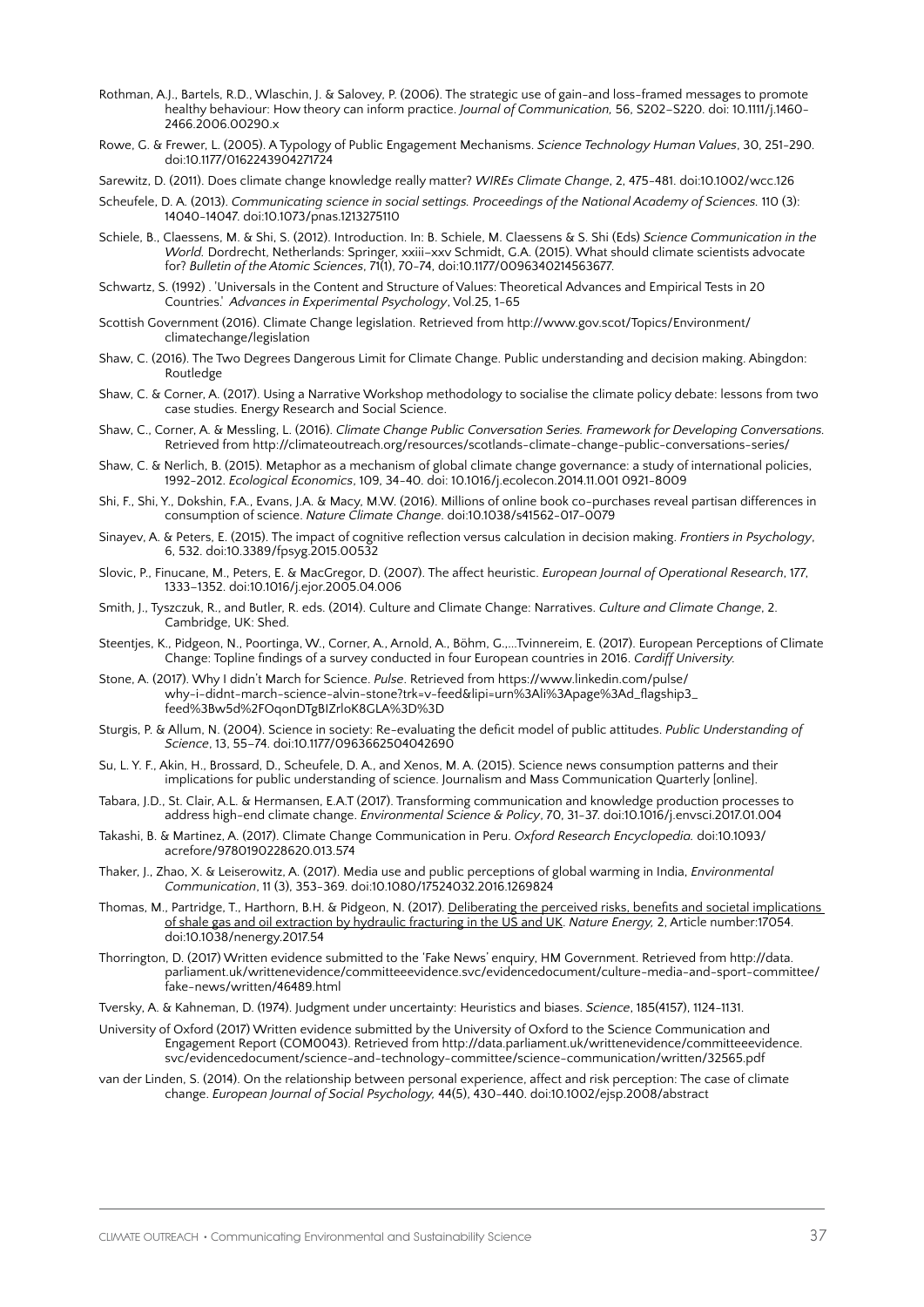Rothman, A.J., Bartels, R.D., Wlaschin, J. & Salovey, P. (2006). The strategic use of gain-and loss-framed messages to promote healthy behaviour: How theory can inform practice. *Journal of Communication,* 56, S202–S220. doi: 10.1111/j.1460-2466.2006.00290.x

Rowe, G. & Frewer, L. (2005). A Typology of Public Engagement Mechanisms. *Science Technology Human Values*, 30, 251-290. doi:10.1177/0162243904271724

Sarewitz, D. (2011). Does climate change knowledge really matter? *WIREs Climate Change*, 2, 475-481. doi:10.1002/wcc.126

Scheufele, D. A. (2013). *Communicating science in social settings. Proceedings of the National Academy of Sciences.* 110 (3): 14040-14047. doi:10.1073/pnas.1213275110

Schiele, B., Claessens, M. & Shi, S. (2012). Introduction. In: B. Schiele, M. Claessens & S. Shi (Eds) *Science Communication in the World.* Dordrecht, Netherlands: Springer, xxiii–xxv Schmidt, G.A. (2015). What should climate scientists advocate for? *Bulletin of the Atomic Sciences*, 71(1), 70-74, doi:10.1177/0096340214563677.

Schwartz, S. (1992) . 'Universals in the Content and Structure of Values: Theoretical Advances and Empirical Tests in 20 Countries.' *Advances in Experimental Psychology*, Vol.25, 1-65

Scottish Government (2016). Climate Change legislation. Retrieved from http://www.gov.scot/Topics/Environment/climatechange/legislation

Shaw, C. (2016). The Two Degrees Dangerous Limit for Climate Change. Public understanding and decision making. Abingdon: Routledge

Shaw, C. & Corner, A. (2017). Using a Narrative Workshop methodology to socialise the climate policy debate: lessons from two case studies. Energy Research and Social Science.

Shaw, C., Corner, A. & Messling, L. (2016). *Climate Change Public Conversation Series. Framework for Developing Conversations.* Retrieved from http://climateoutreach.org/resources/scotlands-climate-change-public-conversations-series/

Shaw, C. & Nerlich, B. (2015). Metaphor as a mechanism of global climate change governance: a study of international policies, 1992-2012. *Ecological Economics*, 109, 34-40. doi: 10.1016/j.ecolecon.2014.11.001 0921-8009

Shi, F., Shi, Y., Dokshin, F.A., Evans, J.A. & Macy, M.W. (2016). Millions of online book co-purchases reveal partisan differences in consumption of science. *Nature Climate Change*. doi:10.1038/s41562-017-0079

Sinayev, A. & Peters, E. (2015). The impact of cognitive reflection versus calculation in decision making. *Frontiers in Psychology*, 6, 532. doi:10.3389/fpsyg.2015.00532

Slovic, P., Finucane, M., Peters, E. & MacGregor, D. (2007). The affect heuristic. *European Journal of Operational Research*, 177, 1333–1352. doi:10.1016/j.ejor.2005.04.006

Smith, J., Tyszczuk, R., and Butler, R. eds. (2014). Culture and Climate Change: Narratives. *Culture and Climate Change*, 2. Cambridge, UK: Shed.

Steentjes, K., Pidgeon, N., Poortinga, W., Corner, A., Arnold, A., Böhm, G.,...Tvinnereim, E. (2017). European Perceptions of Climate Change: Topline findings of a survey conducted in four European countries in 2016. *Cardiff University.*

Stone, A. (2017). Why I didn't March for Science. *Pulse*. Retrieved from https://www.linkedin.com/pulse/why-i-didnt-march-science-alvin-stone?trk=v-feed&lipi=urn%3Ali%3Apage%3Ad_flagship3_feed%3Bw5d%2FOqonDTgBIZrloK8GLA%3D%3D

Sturgis, P. & Allum, N. (2004). Science in society: Re-evaluating the deficit model of public attitudes. *Public Understanding of Science*, 13, 55–74. doi:10.1177/0963662504042690

Su, L. Y. F., Akin, H., Brossard, D., Scheufele, D. A., and Xenos, M. A. (2015). Science news consumption patterns and their implications for public understanding of science. Journalism and Mass Communication Quarterly [online].

Tabara, J.D., St. Clair, A.L. & Hermansen, E.A.T (2017). Transforming communication and knowledge production processes to address high-end climate change. *Environmental Science & Policy*, 70, 31-37. doi:10.1016/j.envsci.2017.01.004

Takashi, B. & Martinez, A. (2017). Climate Change Communication in Peru. *Oxford Research Encyclopedia.* doi:10.1093/acrefore/9780190228620.013.574

Thaker, J., Zhao, X. & Leiserowitz, A. (2017). Media use and public perceptions of global warming in India, *Environmental Communication*, 11 (3), 353-369. doi:10.1080/17524032.2016.1269824

Thomas, M., Partridge, T., Harthorn, B.H. & Pidgeon, N. (2017). Deliberating the perceived risks, benefits and societal implications of shale gas and oil extraction by hydraulic fracturing in the US and UK. *Nature Energy,* 2, Article number:17054. doi:10.1038/nenergy.2017.54

Thorrington, D. (2017) Written evidence submitted to the 'Fake News' enquiry, HM Government. Retrieved from http://data.parliament.uk/writtenevidence/committeeevidence.svc/evidencedocument/culture-media-and-sport-committee/fake-news/written/46489.html

Tversky, A. & Kahneman, D. (1974). Judgment under uncertainty: Heuristics and biases. *Science*, 185(4157), 1124-1131.

University of Oxford (2017) Written evidence submitted by the University of Oxford to the Science Communication and Engagement Report (COM0043). Retrieved from http://data.parliament.uk/writtenevidence/committeeevidence.svc/evidencedocument/science-and-technology-committee/science-communication/written/32565.pdf

van der Linden, S. (2014). On the relationship between personal experience, affect and risk perception: The case of climate change. *European Journal of Social Psychology,* 44(5), 430-440. doi:10.1002/ejsp.2008/abstract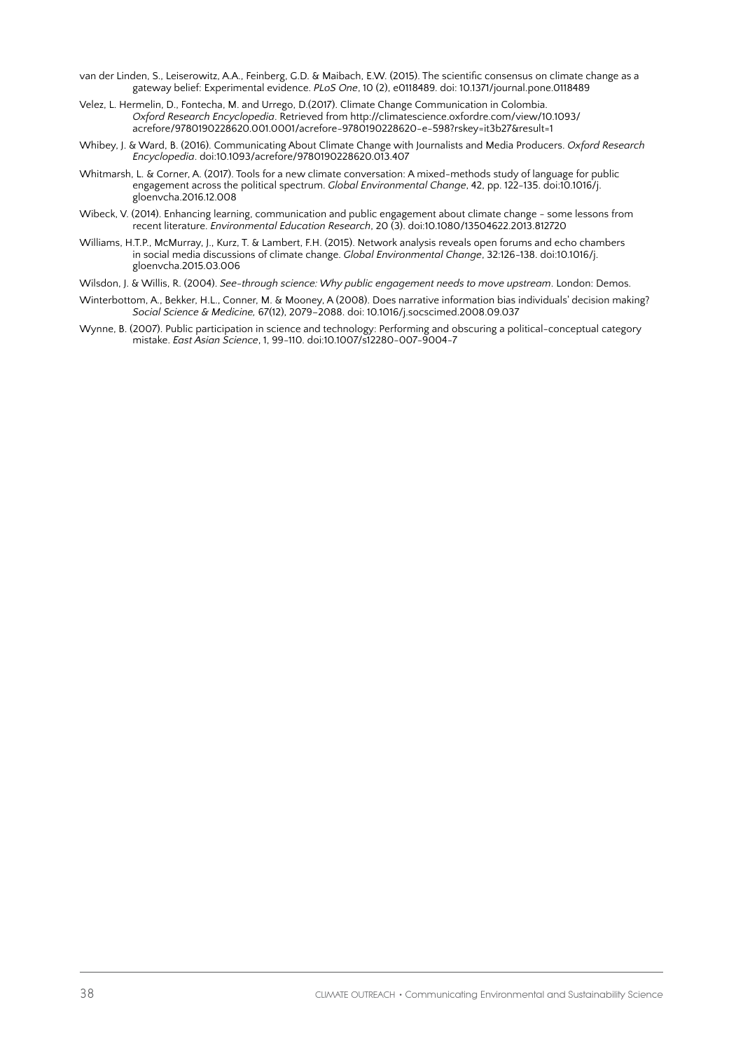van der Linden, S., Leiserowitz, A.A., Feinberg, G.D. & Maibach, E.W. (2015). The scientific consensus on climate change as a gateway belief: Experimental evidence. *PLoS One*, 10 (2), e0118489. doi: 10.1371/journal.pone.0118489

Velez, L. Hermelin, D., Fontecha, M. and Urrego, D.(2017). Climate Change Communication in Colombia. *Oxford Research Encyclopedia*. Retrieved from http://climatescience.oxfordre.com/view/10.1093/acrefore/9780190228620.001.0001/acrefore-9780190228620-e-598?rskey=it3b27&result=1

Whibey, J. & Ward, B. (2016). Communicating About Climate Change with Journalists and Media Producers. *Oxford Research Encyclopedia*. doi:10.1093/acrefore/9780190228620.013.407

Whitmarsh, L. & Corner, A. (2017). Tools for a new climate conversation: A mixed-methods study of language for public engagement across the political spectrum. *Global Environmental Change*, 42, pp. 122-135. doi:10.1016/j.gloenvcha.2016.12.008

Wibeck, V. (2014). Enhancing learning, communication and public engagement about climate change - some lessons from recent literature. *Environmental Education Research*, 20 (3). doi:10.1080/13504622.2013.812720

Williams, H.T.P., McMurray, J., Kurz, T. & Lambert, F.H. (2015). Network analysis reveals open forums and echo chambers in social media discussions of climate change. *Global Environmental Change*, 32:126-138. doi:10.1016/j.gloenvcha.2015.03.006

Wilsdon, J. & Willis, R. (2004). *See-through science: Why public engagement needs to move upstream*. London: Demos.

Winterbottom, A., Bekker, H.L., Conner, M. & Mooney, A (2008). Does narrative information bias individuals' decision making? *Social Science & Medicine,* 67(12), 2079–2088. doi: 10.1016/j.socscimed.2008.09.037

Wynne, B. (2007). Public participation in science and technology: Performing and obscuring a political-conceptual category mistake. *East Asian Science*, 1, 99-110. doi:10.1007/s12280-007-9004-7